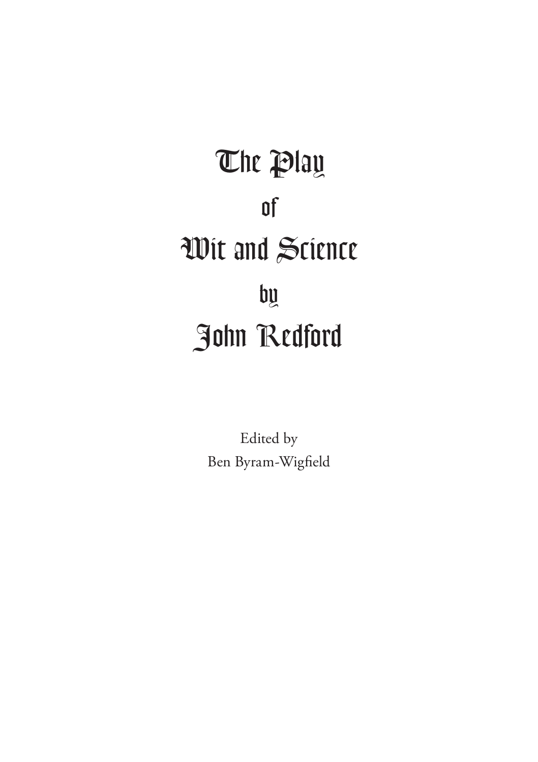# The Play

of

# Wit and Science

by

# John Redford

Edited by
Ben Byram-Wigfield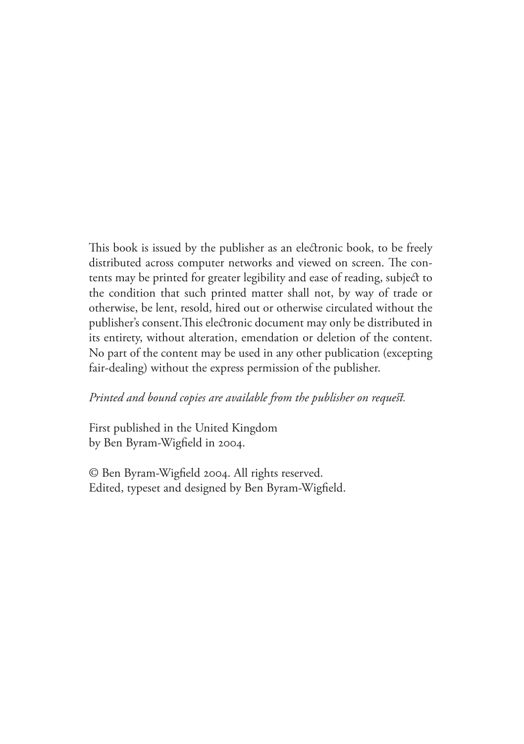This book is issued by the publisher as an electronic book, to be freely distributed across computer networks and viewed on screen. The contents may be printed for greater legibility and ease of reading, subject to the condition that such printed matter shall not, by way of trade or otherwise, be lent, resold, hired out or otherwise circulated without the publisher's consent. This electronic document may only be distributed in its entirety, without alteration, emendation or deletion of the content. No part of the content may be used in any other publication (excepting fair-dealing) without the express permission of the publisher.

*Printed and bound copies are available from the publisher on request.*

First published in the United Kingdom
by Ben Byram-Wigfield in 2004.

© Ben Byram-Wigfield 2004. All rights reserved.
Edited, typeset and designed by Ben Byram-Wigfield.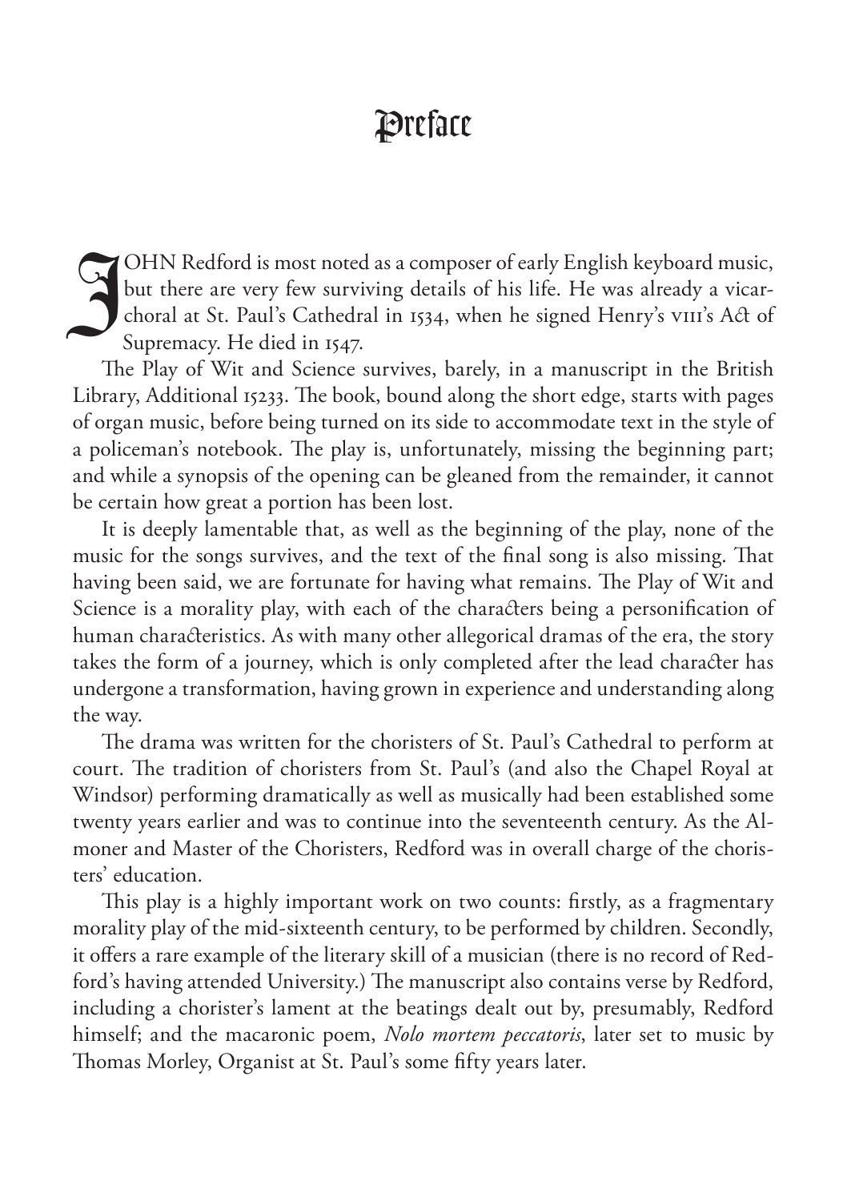# Preface

JOHN Redford is most noted as a composer of early English keyboard music, but there are very few surviving details of his life. He was already a vicar-choral at St. Paul's Cathedral in 1534, when he signed Henry's VIII's Act of Supremacy. He died in 1547.

The Play of Wit and Science survives, barely, in a manuscript in the British Library, Additional 15233. The book, bound along the short edge, starts with pages of organ music, before being turned on its side to accommodate text in the style of a policeman's notebook. The play is, unfortunately, missing the beginning part; and while a synopsis of the opening can be gleaned from the remainder, it cannot be certain how great a portion has been lost.

It is deeply lamentable that, as well as the beginning of the play, none of the music for the songs survives, and the text of the final song is also missing. That having been said, we are fortunate for having what remains. The Play of Wit and Science is a morality play, with each of the characters being a personification of human characteristics. As with many other allegorical dramas of the era, the story takes the form of a journey, which is only completed after the lead character has undergone a transformation, having grown in experience and understanding along the way.

The drama was written for the choristers of St. Paul's Cathedral to perform at court. The tradition of choristers from St. Paul's (and also the Chapel Royal at Windsor) performing dramatically as well as musically had been established some twenty years earlier and was to continue into the seventeenth century. As the Almoner and Master of the Choristers, Redford was in overall charge of the choristers' education.

This play is a highly important work on two counts: firstly, as a fragmentary morality play of the mid-sixteenth century, to be performed by children. Secondly, it offers a rare example of the literary skill of a musician (there is no record of Redford's having attended University.) The manuscript also contains verse by Redford, including a chorister's lament at the beatings dealt out by, presumably, Redford himself; and the macaronic poem, *Nolo mortem peccatoris*, later set to music by Thomas Morley, Organist at St. Paul's some fifty years later.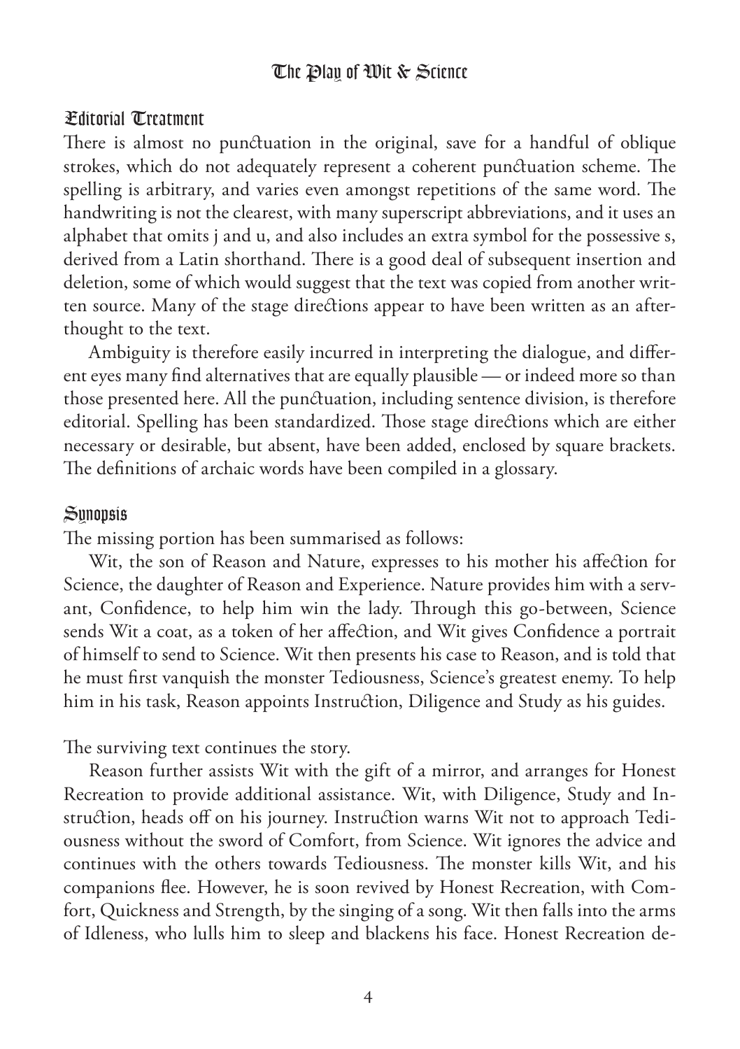## Editorial Treatment

There is almost no punctuation in the original, save for a handful of oblique strokes, which do not adequately represent a coherent punctuation scheme. The spelling is arbitrary, and varies even amongst repetitions of the same word. The handwriting is not the clearest, with many superscript abbreviations, and it uses an alphabet that omits j and u, and also includes an extra symbol for the possessive s, derived from a Latin shorthand. There is a good deal of subsequent insertion and deletion, some of which would suggest that the text was copied from another written source. Many of the stage directions appear to have been written as an afterthought to the text.

Ambiguity is therefore easily incurred in interpreting the dialogue, and different eyes many find alternatives that are equally plausible — or indeed more so than those presented here. All the punctuation, including sentence division, is therefore editorial. Spelling has been standardized. Those stage directions which are either necessary or desirable, but absent, have been added, enclosed by square brackets. The definitions of archaic words have been compiled in a glossary.

## Synopsis

The missing portion has been summarised as follows:

Wit, the son of Reason and Nature, expresses to his mother his affection for Science, the daughter of Reason and Experience. Nature provides him with a servant, Confidence, to help him win the lady. Through this go-between, Science sends Wit a coat, as a token of her affection, and Wit gives Confidence a portrait of himself to send to Science. Wit then presents his case to Reason, and is told that he must first vanquish the monster Tediousness, Science's greatest enemy. To help him in his task, Reason appoints Instruction, Diligence and Study as his guides.

The surviving text continues the story.

Reason further assists Wit with the gift of a mirror, and arranges for Honest Recreation to provide additional assistance. Wit, with Diligence, Study and Instruction, heads off on his journey. Instruction warns Wit not to approach Tediousness without the sword of Comfort, from Science. Wit ignores the advice and continues with the others towards Tediousness. The monster kills Wit, and his companions flee. However, he is soon revived by Honest Recreation, with Comfort, Quickness and Strength, by the singing of a song. Wit then falls into the arms of Idleness, who lulls him to sleep and blackens his face. Honest Recreation de-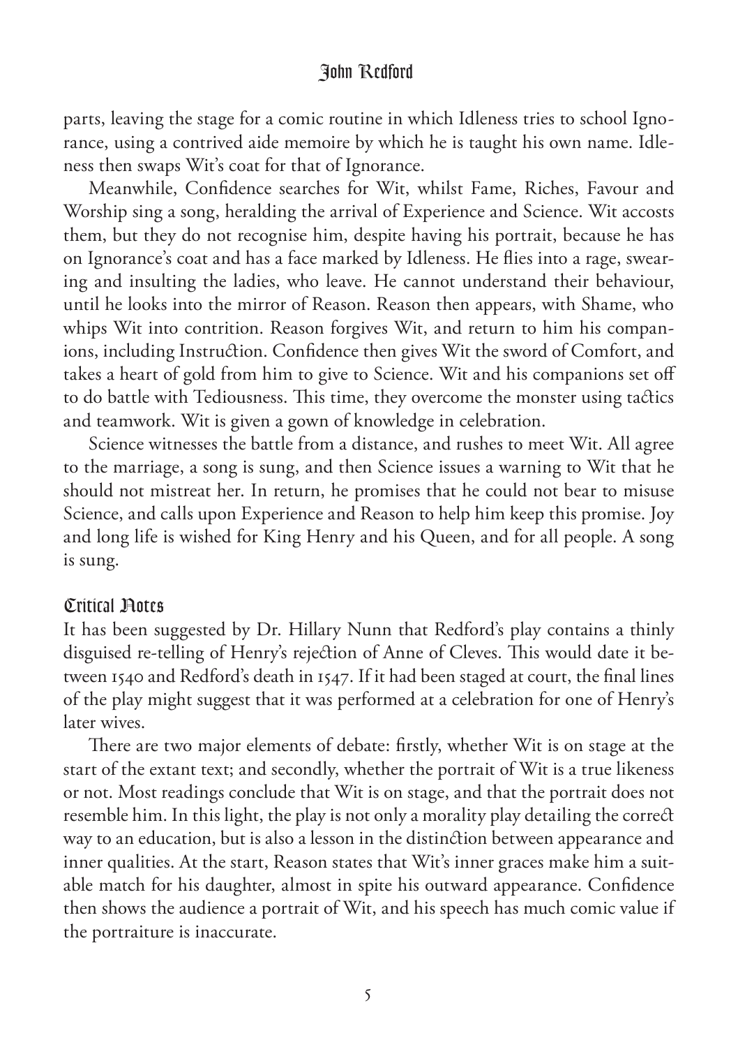parts, leaving the stage for a comic routine in which Idleness tries to school Ignorance, using a contrived aide memoire by which he is taught his own name. Idleness then swaps Wit's coat for that of Ignorance.

Meanwhile, Confidence searches for Wit, whilst Fame, Riches, Favour and Worship sing a song, heralding the arrival of Experience and Science. Wit accosts them, but they do not recognise him, despite having his portrait, because he has on Ignorance's coat and has a face marked by Idleness. He flies into a rage, swearing and insulting the ladies, who leave. He cannot understand their behaviour, until he looks into the mirror of Reason. Reason then appears, with Shame, who whips Wit into contrition. Reason forgives Wit, and return to him his companions, including Instruction. Confidence then gives Wit the sword of Comfort, and takes a heart of gold from him to give to Science. Wit and his companions set off to do battle with Tediousness. This time, they overcome the monster using tactics and teamwork. Wit is given a gown of knowledge in celebration.

Science witnesses the battle from a distance, and rushes to meet Wit. All agree to the marriage, a song is sung, and then Science issues a warning to Wit that he should not mistreat her. In return, he promises that he could not bear to misuse Science, and calls upon Experience and Reason to help him keep this promise. Joy and long life is wished for King Henry and his Queen, and for all people. A song is sung.

## Critical Notes

It has been suggested by Dr. Hillary Nunn that Redford's play contains a thinly disguised re-telling of Henry's rejection of Anne of Cleves. This would date it between 1540 and Redford's death in 1547. If it had been staged at court, the final lines of the play might suggest that it was performed at a celebration for one of Henry's later wives.

There are two major elements of debate: firstly, whether Wit is on stage at the start of the extant text; and secondly, whether the portrait of Wit is a true likeness or not. Most readings conclude that Wit is on stage, and that the portrait does not resemble him. In this light, the play is not only a morality play detailing the correct way to an education, but is also a lesson in the distinction between appearance and inner qualities. At the start, Reason states that Wit's inner graces make him a suitable match for his daughter, almost in spite his outward appearance. Confidence then shows the audience a portrait of Wit, and his speech has much comic value if the portraiture is inaccurate.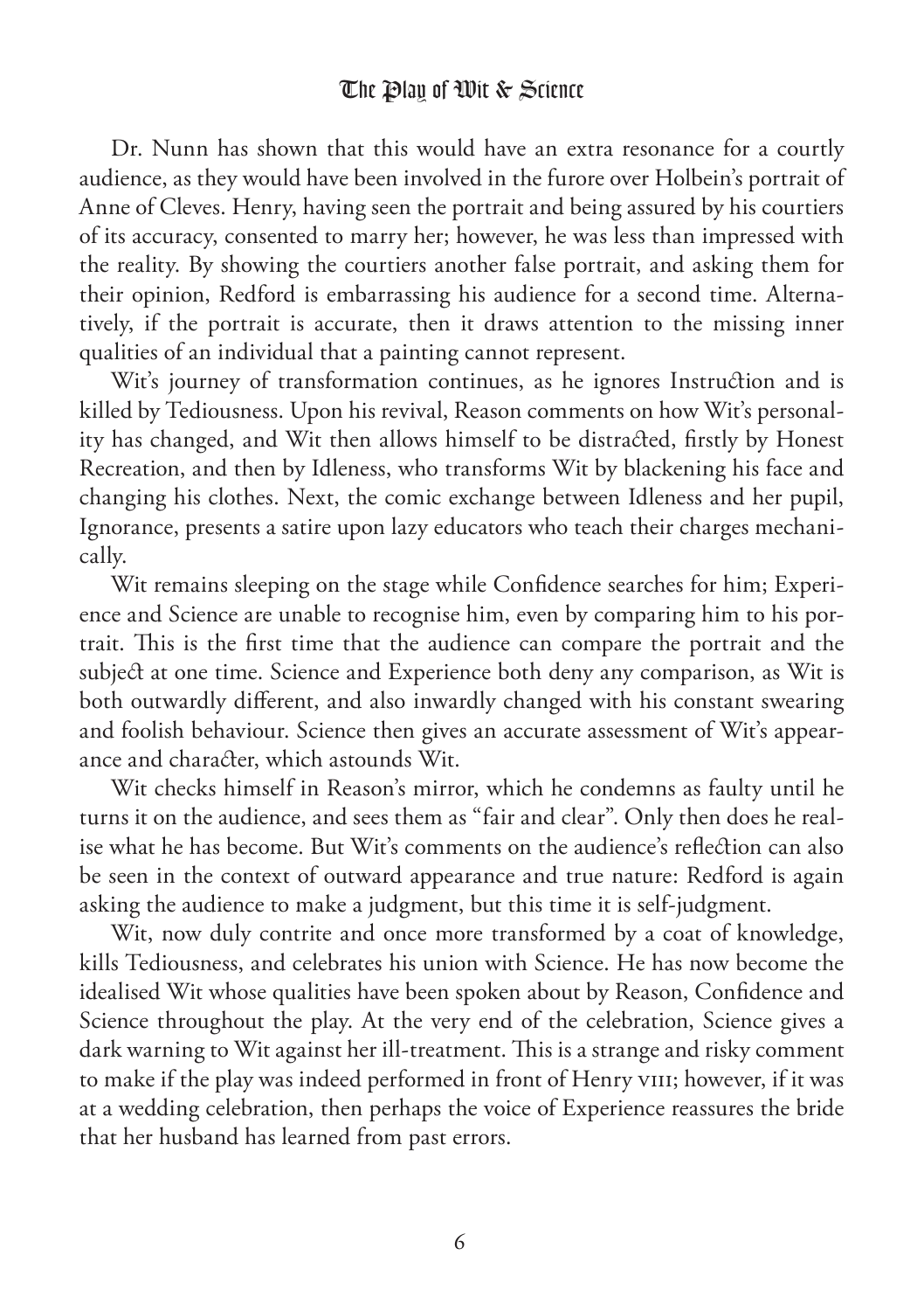Dr. Nunn has shown that this would have an extra resonance for a courtly audience, as they would have been involved in the furore over Holbein's portrait of Anne of Cleves. Henry, having seen the portrait and being assured by his courtiers of its accuracy, consented to marry her; however, he was less than impressed with the reality. By showing the courtiers another false portrait, and asking them for their opinion, Redford is embarrassing his audience for a second time. Alternatively, if the portrait is accurate, then it draws attention to the missing inner qualities of an individual that a painting cannot represent.

Wit's journey of transformation continues, as he ignores Instruction and is killed by Tediousness. Upon his revival, Reason comments on how Wit's personality has changed, and Wit then allows himself to be distracted, firstly by Honest Recreation, and then by Idleness, who transforms Wit by blackening his face and changing his clothes. Next, the comic exchange between Idleness and her pupil, Ignorance, presents a satire upon lazy educators who teach their charges mechanically.

Wit remains sleeping on the stage while Confidence searches for him; Experience and Science are unable to recognise him, even by comparing him to his portrait. This is the first time that the audience can compare the portrait and the subject at one time. Science and Experience both deny any comparison, as Wit is both outwardly different, and also inwardly changed with his constant swearing and foolish behaviour. Science then gives an accurate assessment of Wit's appearance and character, which astounds Wit.

Wit checks himself in Reason's mirror, which he condemns as faulty until he turns it on the audience, and sees them as "fair and clear". Only then does he realise what he has become. But Wit's comments on the audience's reflection can also be seen in the context of outward appearance and true nature: Redford is again asking the audience to make a judgment, but this time it is self-judgment.

Wit, now duly contrite and once more transformed by a coat of knowledge, kills Tediousness, and celebrates his union with Science. He has now become the idealised Wit whose qualities have been spoken about by Reason, Confidence and Science throughout the play. At the very end of the celebration, Science gives a dark warning to Wit against her ill-treatment. This is a strange and risky comment to make if the play was indeed performed in front of Henry VIII; however, if it was at a wedding celebration, then perhaps the voice of Experience reassures the bride that her husband has learned from past errors.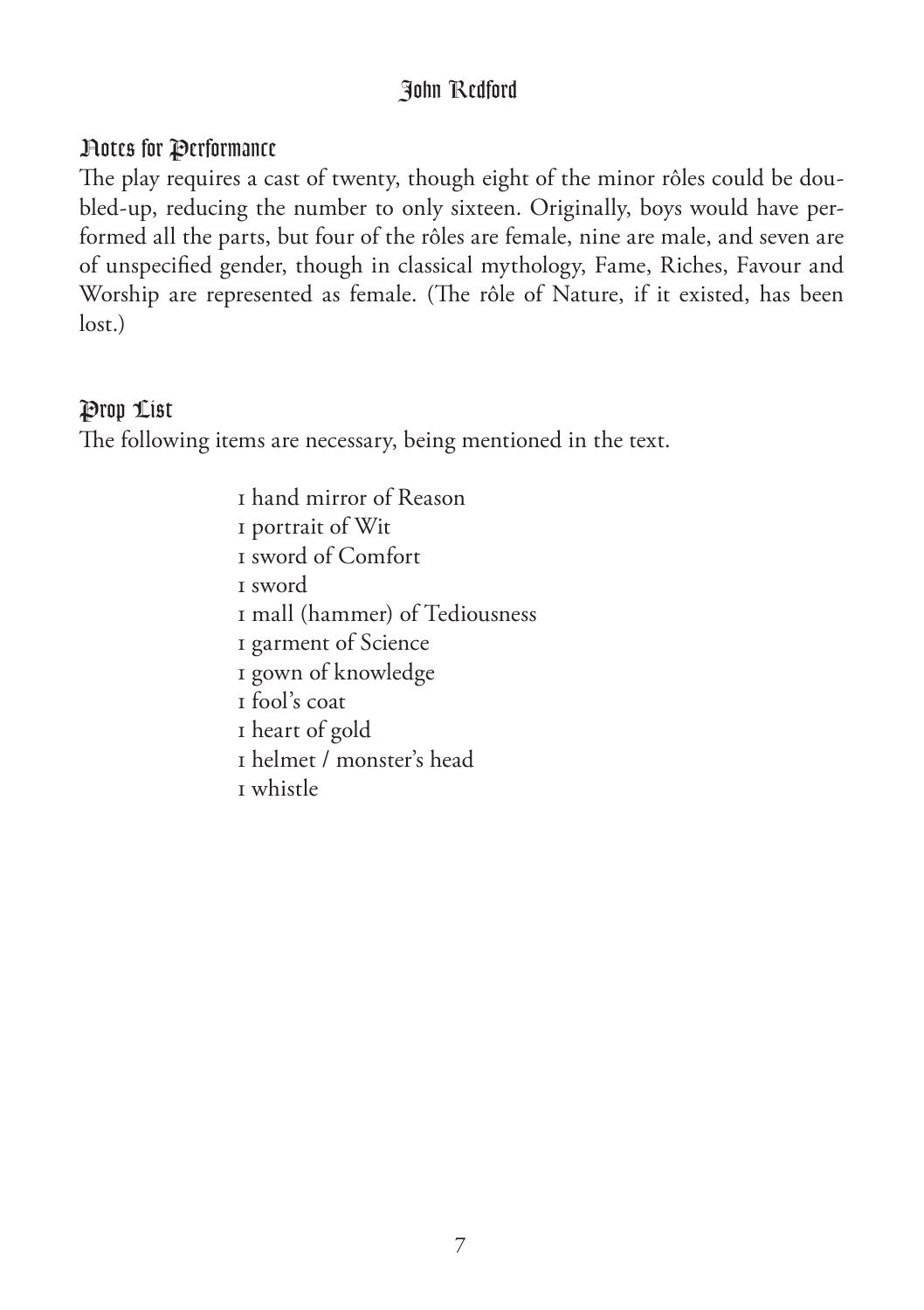## Notes for Performance

The play requires a cast of twenty, though eight of the minor rôles could be doubled-up, reducing the number to only sixteen. Originally, boys would have performed all the parts, but four of the rôles are female, nine are male, and seven are of unspecified gender, though in classical mythology, Fame, Riches, Favour and Worship are represented as female. (The rôle of Nature, if it existed, has been lost.)

## Prop List

The following items are necessary, being mentioned in the text.

- 1 hand mirror of Reason
- 1 portrait of Wit
- 1 sword of Comfort
- 1 sword
- 1 mall (hammer) of Tediousness
- 1 garment of Science
- 1 gown of knowledge
- 1 fool's coat
- 1 heart of gold
- 1 helmet / monster's head
- 1 whistle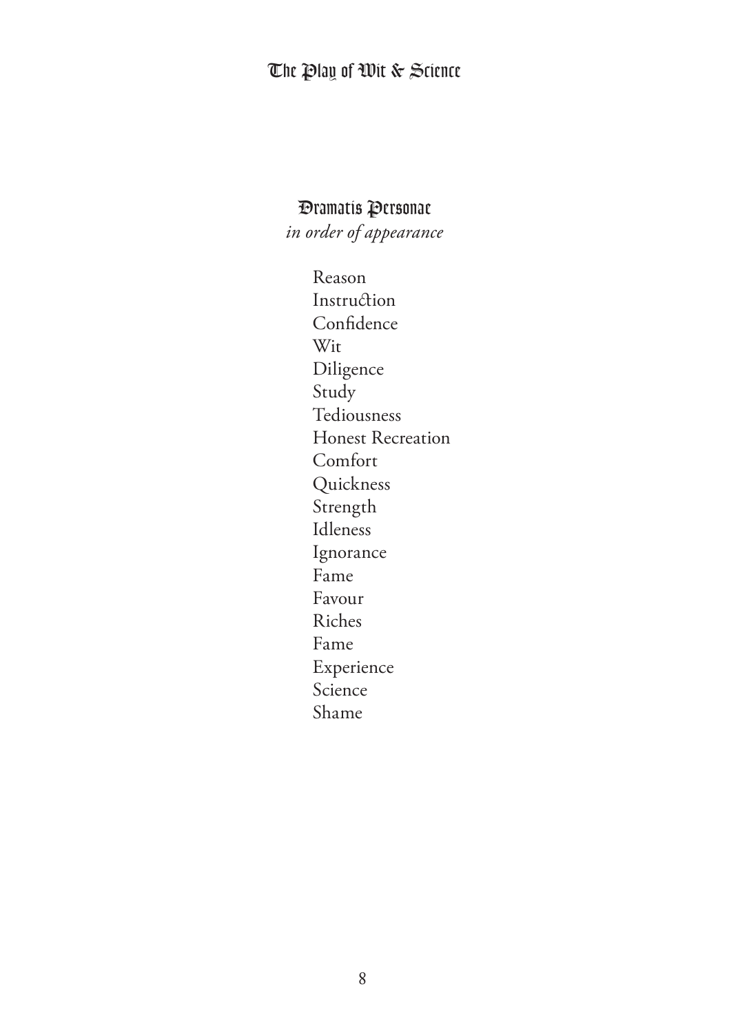## Dramatis Personae

*in order of appearance*

Reason
Instruction
Confidence
Wit
Diligence
Study
Tediousness
Honest Recreation
Comfort
Quickness
Strength
Idleness
Ignorance
Fame
Favour
Riches
Fame
Experience
Science
Shame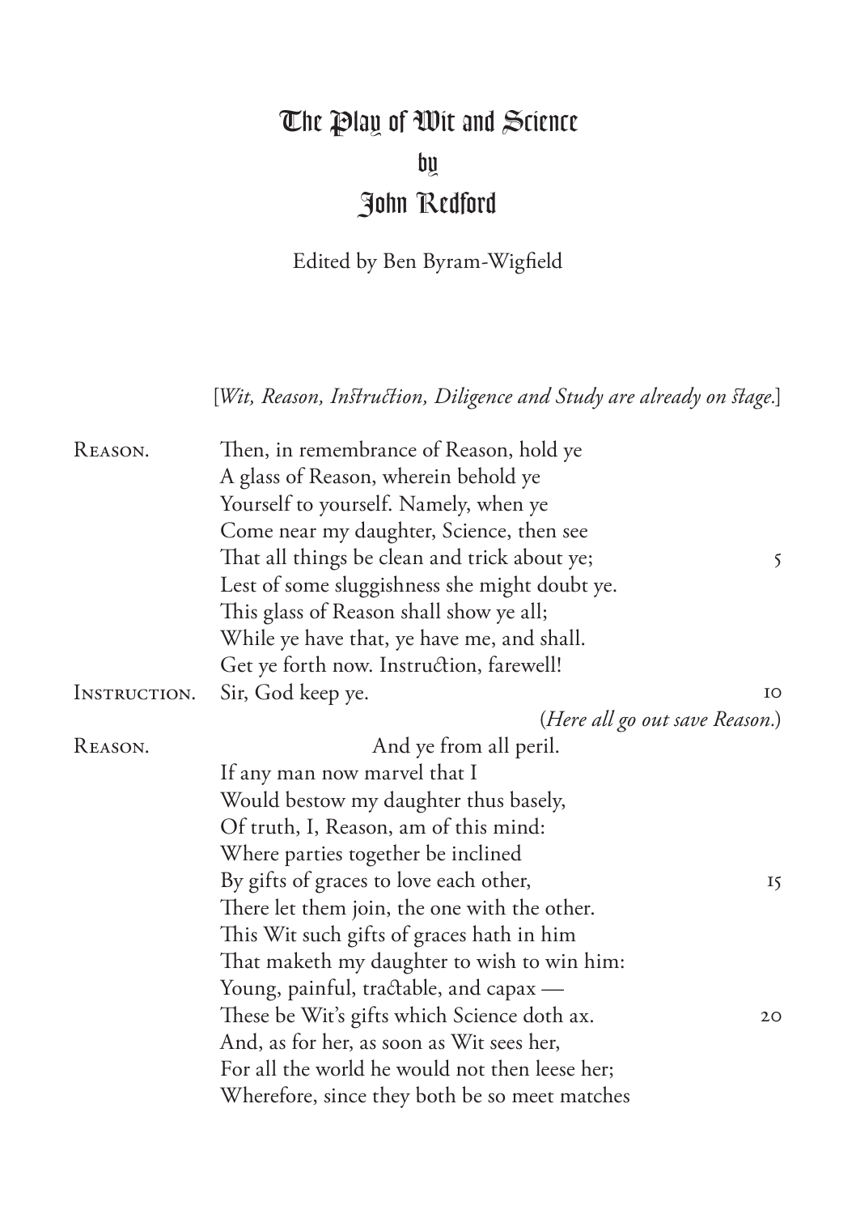# The Play of Wit and Science
## by
## John Redford

Edited by Ben Byram-Wigfield

[*Wit, Reason, Instruction, Diligence and Study are already on stage.*]

REASON. Then, in remembrance of Reason, hold ye
A glass of Reason, wherein behold ye
Yourself to yourself. Namely, when ye
Come near my daughter, Science, then see
That all things be clean and trick about ye; 5
Lest of some sluggishness she might doubt ye.
This glass of Reason shall show ye all;
While ye have that, ye have me, and shall.
Get ye forth now. Instruction, farewell!

INSTRUCTION. Sir, God keep ye. 10

(*Here all go out save Reason.*)

REASON. And ye from all peril.
If any man now marvel that I
Would bestow my daughter thus basely,
Of truth, I, Reason, am of this mind:
Where parties together be inclined
By gifts of graces to love each other, 15
There let them join, the one with the other.
This Wit such gifts of graces hath in him
That maketh my daughter to wish to win him:
Young, painful, tractable, and capax —
These be Wit's gifts which Science doth ax. 20
And, as for her, as soon as Wit sees her,
For all the world he would not then leese her;
Wherefore, since they both be so meet matches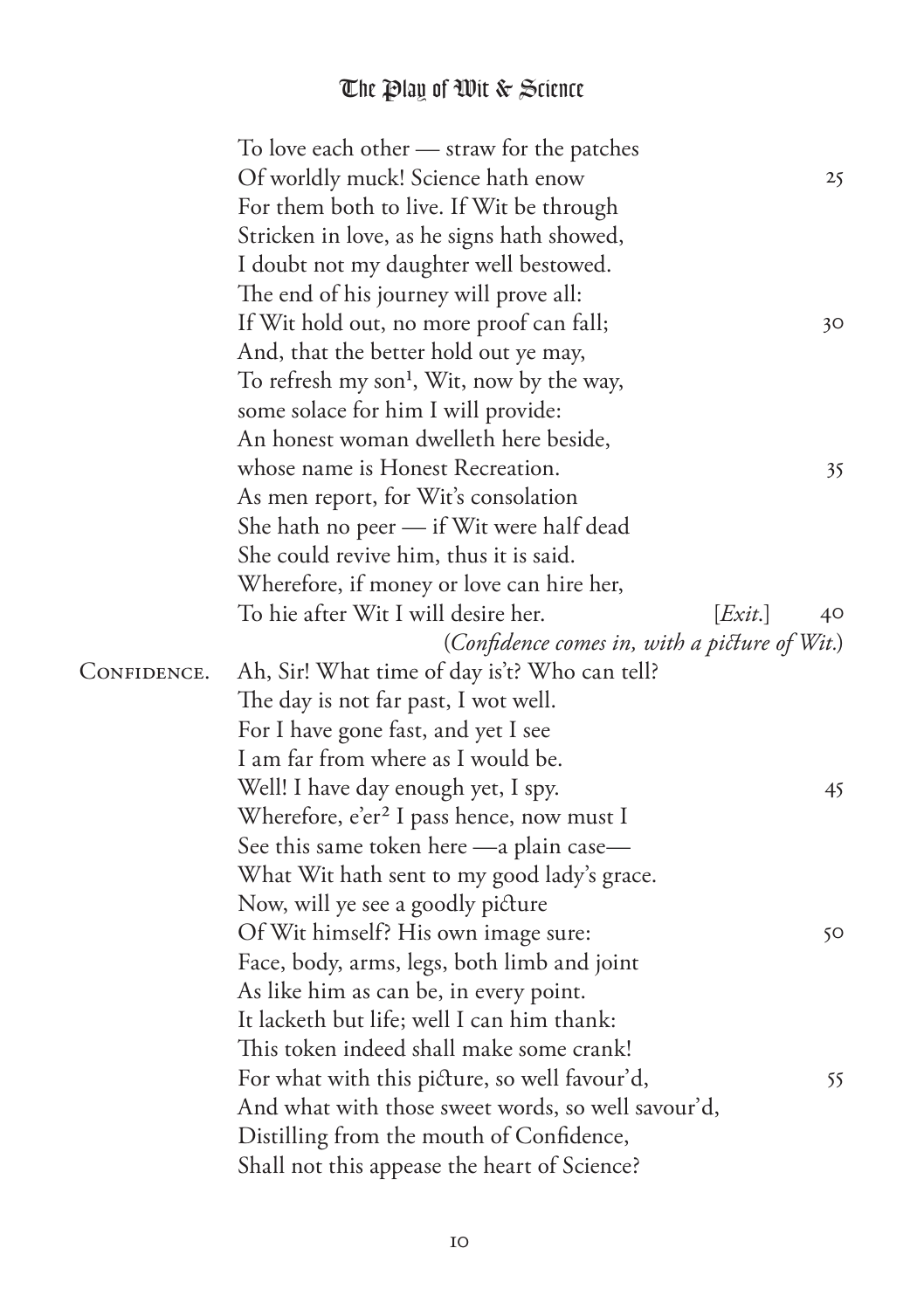To love each other — straw for the patches
Of worldly muck! Science hath enow 25
For them both to live. If Wit be through
Stricken in love, as he signs hath showed,
I doubt not my daughter well bestowed.
The end of his journey will prove all:
If Wit hold out, no more proof can fall; 30
And, that the better hold out ye may,
To refresh my son[1], Wit, now by the way,
some solace for him I will provide:
An honest woman dwelleth here beside,
whose name is Honest Recreation. 35
As men report, for Wit's consolation
She hath no peer — if Wit were half dead
She could revive him, thus it is said.
Wherefore, if money or love can hire her,
To hie after Wit I will desire her. [*Exit.*] 40

(*Confidence comes in, with a picture of Wit.*)

CONFIDENCE. Ah, Sir! What time of day is't? Who can tell?
The day is not far past, I wot well.
For I have gone fast, and yet I see
I am far from where as I would be.
Well! I have day enough yet, I spy. 45
Wherefore, e'er[2] I pass hence, now must I
See this same token here —a plain case—
What Wit hath sent to my good lady's grace.
Now, will ye see a goodly picture
Of Wit himself? His own image sure: 50
Face, body, arms, legs, both limb and joint
As like him as can be, in every point.
It lacketh but life; well I can him thank:
This token indeed shall make some crank!
For what with this picture, so well favour'd, 55
And what with those sweet words, so well savour'd,
Distilling from the mouth of Confidence,
Shall not this appease the heart of Science?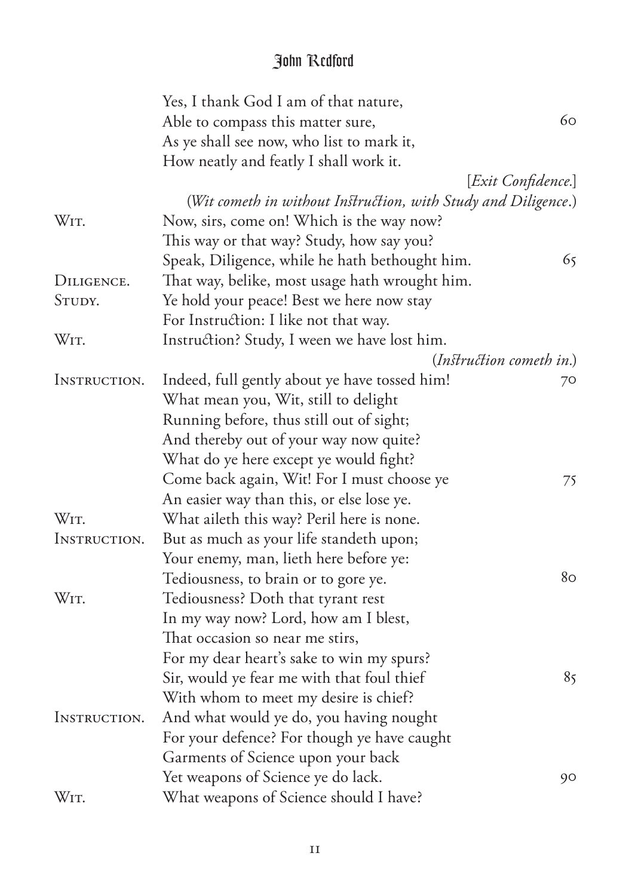Yes, I thank God I am of that nature,
Able to compass this matter sure, 60
As ye shall see now, who list to mark it,
How neatly and featly I shall work it.

[*Exit Confidence.*]

(*Wit cometh in without Instruction, with Study and Diligence.*)

WIT. Now, sirs, come on! Which is the way now?
This way or that way? Study, how say you?
Speak, Diligence, while he hath bethought him. 65

DILIGENCE. That way, belike, most usage hath wrought him.

STUDY. Ye hold your peace! Best we here now stay
For Instruction: I like not that way.

WIT. Instruction? Study, I ween we have lost him.

(*Instruction cometh in.*)

INSTRUCTION. Indeed, full gently about ye have tossed him! 70
What mean you, Wit, still to delight
Running before, thus still out of sight;
And thereby out of your way now quite?
What do ye here except ye would fight?
Come back again, Wit! For I must choose ye 75
An easier way than this, or else lose ye.

WIT. What aileth this way? Peril here is none.

INSTRUCTION. But as much as your life standeth upon;
Your enemy, man, lieth here before ye:
Tediousness, to brain or to gore ye. 80

WIT. Tediousness? Doth that tyrant rest
In my way now? Lord, how am I blest,
That occasion so near me stirs,
For my dear heart's sake to win my spurs?
Sir, would ye fear me with that foul thief 85
With whom to meet my desire is chief?

INSTRUCTION. And what would ye do, you having nought
For your defence? For though ye have caught
Garments of Science upon your back
Yet weapons of Science ye do lack. 90

WIT. What weapons of Science should I have?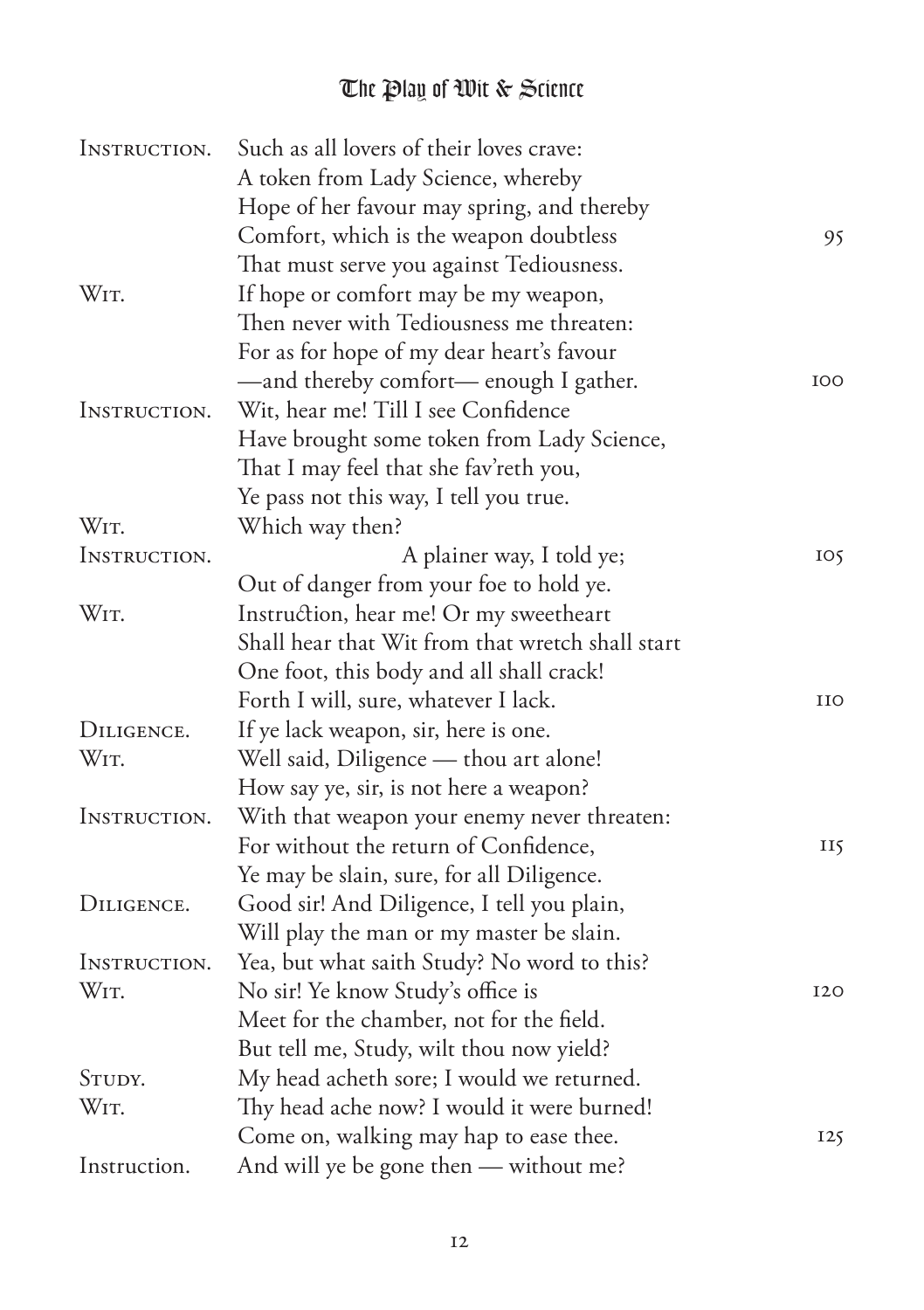INSTRUCTION. Such as all lovers of their loves crave:
A token from Lady Science, whereby
Hope of her favour may spring, and thereby
Comfort, which is the weapon doubtless 95
That must serve you against Tediousness.

WIT. If hope or comfort may be my weapon,
Then never with Tediousness me threaten:
For as for hope of my dear heart's favour
—and thereby comfort— enough I gather. 100

INSTRUCTION. Wit, hear me! Till I see Confidence
Have brought some token from Lady Science,
That I may feel that she fav'reth you,
Ye pass not this way, I tell you true.

WIT. Which way then?

INSTRUCTION. A plainer way, I told ye; 105
Out of danger from your foe to hold ye.

WIT. Instruction, hear me! Or my sweetheart
Shall hear that Wit from that wretch shall start
One foot, this body and all shall crack!
Forth I will, sure, whatever I lack. 110

DILIGENCE. If ye lack weapon, sir, here is one.

WIT. Well said, Diligence — thou art alone!
How say ye, sir, is not here a weapon?

INSTRUCTION. With that weapon your enemy never threaten:
For without the return of Confidence, 115
Ye may be slain, sure, for all Diligence.

DILIGENCE. Good sir! And Diligence, I tell you plain,
Will play the man or my master be slain.

INSTRUCTION. Yea, but what saith Study? No word to this?

WIT. No sir! Ye know Study's office is 120
Meet for the chamber, not for the field.
But tell me, Study, wilt thou now yield?

STUDY. My head acheth sore; I would we returned.

WIT. Thy head ache now? I would it were burned!
Come on, walking may hap to ease thee. 125

Instruction. And will ye be gone then — without me?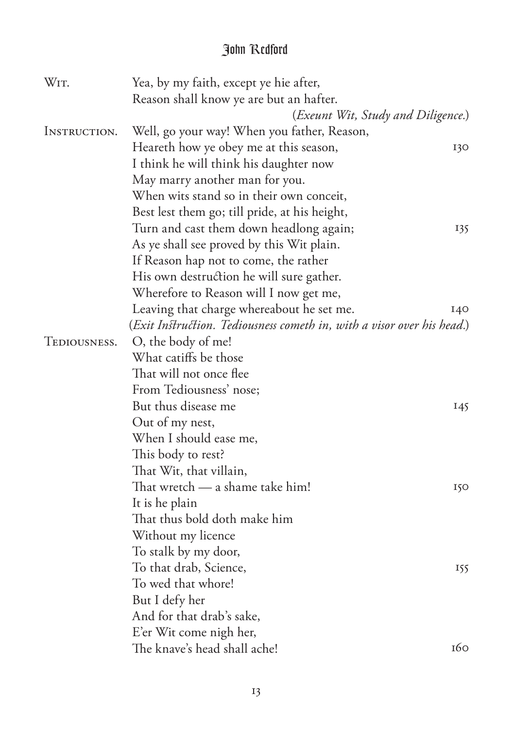WIT. Yea, by my faith, except ye hie after,
Reason shall know ye are but an hafter.

(*Exeunt Wit, Study and Diligence.*)

INSTRUCTION. Well, go your way! When you father, Reason,
Heareth how ye obey me at this season, 130
I think he will think his daughter now
May marry another man for you.
When wits stand so in their own conceit,
Best lest them go; till pride, at his height,
Turn and cast them down headlong again; 135
As ye shall see proved by this Wit plain.
If Reason hap not to come, the rather
His own destruction he will sure gather.
Wherefore to Reason will I now get me,
Leaving that charge whereabout he set me. 140

(*Exit Instruction. Tediousness cometh in, with a visor over his head.*)

TEDIOUSNESS. O, the body of me!
What catiffs be those
That will not once flee
From Tediousness' nose;
But thus disease me 145
Out of my nest,
When I should ease me,
This body to rest?
That Wit, that villain,
That wretch — a shame take him! 150
It is he plain
That thus bold doth make him
Without my licence
To stalk by my door,
To that drab, Science, 155
To wed that whore!
But I defy her
And for that drab's sake,
E'er Wit come nigh her,
The knave's head shall ache! 160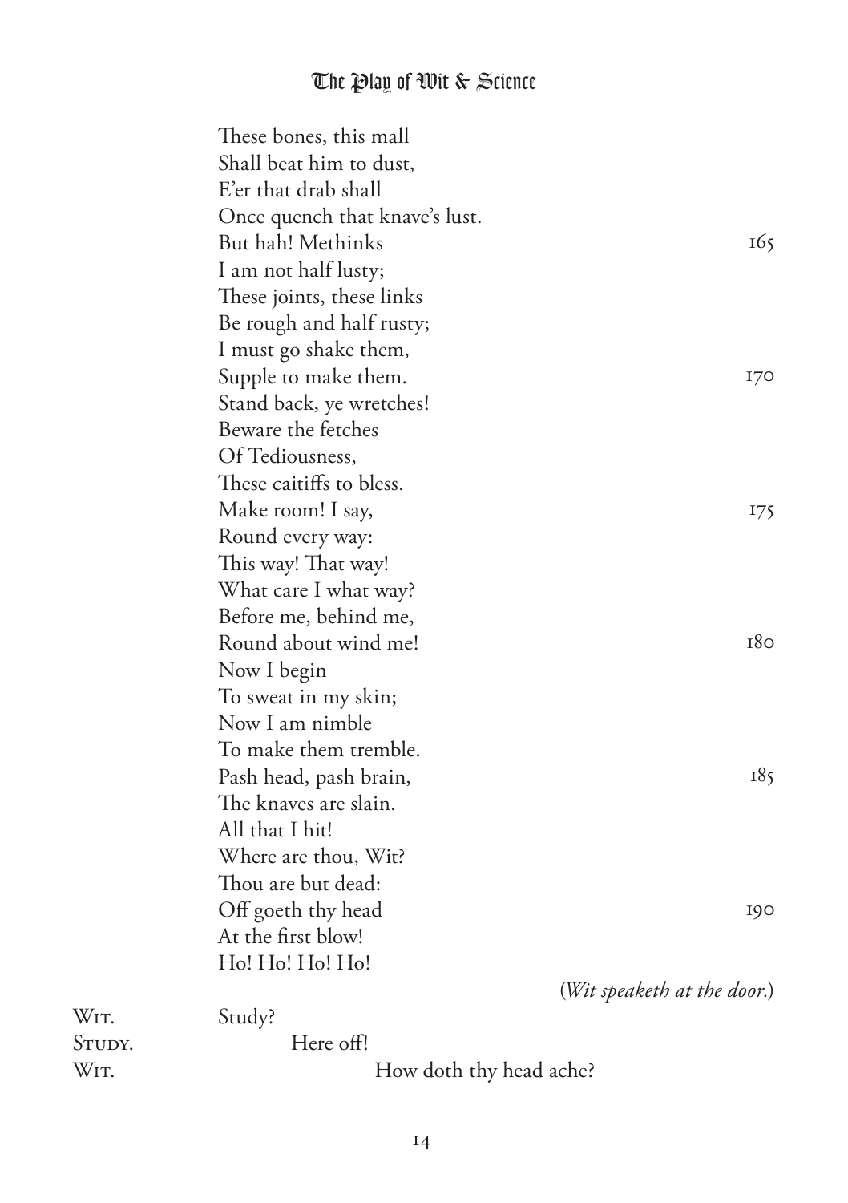These bones, this mall
Shall beat him to dust,
E'er that drab shall
Once quench that knave's lust.
But hah! Methinks 165
I am not half lusty;
These joints, these links
Be rough and half rusty;
I must go shake them,
Supple to make them. 170
Stand back, ye wretches!
Beware the fetches
Of Tediousness,
These caitiffs to bless.
Make room! I say, 175
Round every way:
This way! That way!
What care I what way?
Before me, behind me,
Round about wind me! 180
Now I begin
To sweat in my skin;
Now I am nimble
To make them tremble.
Pash head, pash brain, 185
The knaves are slain.
All that I hit!
Where are thou, Wit?
Thou are but dead:
Off goeth thy head 190
At the first blow!
Ho! Ho! Ho! Ho!

(*Wit speaketh at the door.*)

WIT. Study?

STUDY. Here off!

WIT. How doth thy head ache?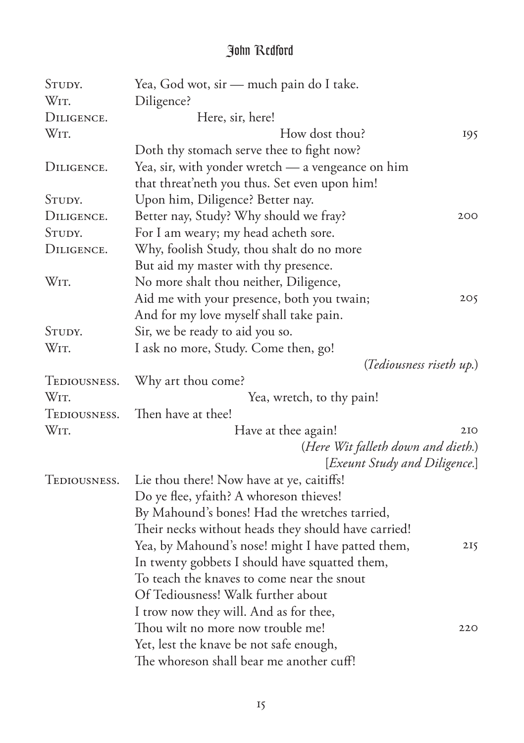STUDY. Yea, God wot, sir — much pain do I take.

WIT. Diligence?

DILIGENCE. Here, sir, here!

WIT. How dost thou? 195

Doth thy stomach serve thee to fight now?

DILIGENCE. Yea, sir, with yonder wretch — a vengeance on him that threat'neth you thus. Set even upon him!

STUDY. Upon him, Diligence? Better nay.

DILIGENCE. Better nay, Study? Why should we fray? 200

STUDY. For I am weary; my head acheth sore.

DILIGENCE. Why, foolish Study, thou shalt do no more
But aid my master with thy presence.

WIT. No more shalt thou neither, Diligence,
Aid me with your presence, both you twain; 205
And for my love myself shall take pain.

STUDY. Sir, we be ready to aid you so.

WIT. I ask no more, Study. Come then, go!

(*Tediousness riseth up.*)

TEDIOUSNESS. Why art thou come?

WIT. Yea, wretch, to thy pain!

TEDIOUSNESS. Then have at thee!

WIT. Have at thee again! 210

(*Here Wit falleth down and dieth.*)

[*Exeunt Study and Diligence.*]

TEDIOUSNESS. Lie thou there! Now have at ye, caitiffs!
Do ye flee, yfaith? A whoreson thieves!
By Mahound's bones! Had the wretches tarried,
Their necks without heads they should have carried!
Yea, by Mahound's nose! might I have patted them, 215
In twenty gobbets I should have squatted them,
To teach the knaves to come near the snout
Of Tediousness! Walk further about
I trow now they will. And as for thee,
Thou wilt no more now trouble me! 220
Yet, lest the knave be not safe enough,
The whoreson shall bear me another cuff!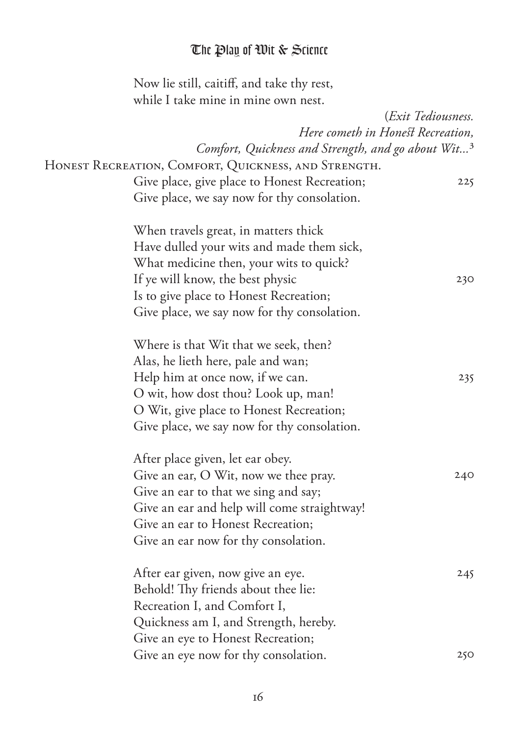Now lie still, caitiff, and take thy rest,
while I take mine in mine own nest.

(*Exit Tediousness.*
*Here cometh in Honest Recreation,*
*Comfort, Quickness and Strength, and go about Wit...*[3]

HONEST RECREATION, COMFORT, QUICKNESS, AND STRENGTH.

Give place, give place to Honest Recreation; 225
Give place, we say now for thy consolation.

When travels great, in matters thick
Have dulled your wits and made them sick,
What medicine then, your wits to quick?
If ye will know, the best physic 230
Is to give place to Honest Recreation;
Give place, we say now for thy consolation.

Where is that Wit that we seek, then?
Alas, he lieth here, pale and wan;
Help him at once now, if we can. 235
O wit, how dost thou? Look up, man!
O Wit, give place to Honest Recreation;
Give place, we say now for thy consolation.

After place given, let ear obey.
Give an ear, O Wit, now we thee pray. 240
Give an ear to that we sing and say;
Give an ear and help will come straightway!
Give an ear to Honest Recreation;
Give an ear now for thy consolation.

After ear given, now give an eye. 245
Behold! Thy friends about thee lie:
Recreation I, and Comfort I,
Quickness am I, and Strength, hereby.
Give an eye to Honest Recreation;
Give an eye now for thy consolation. 250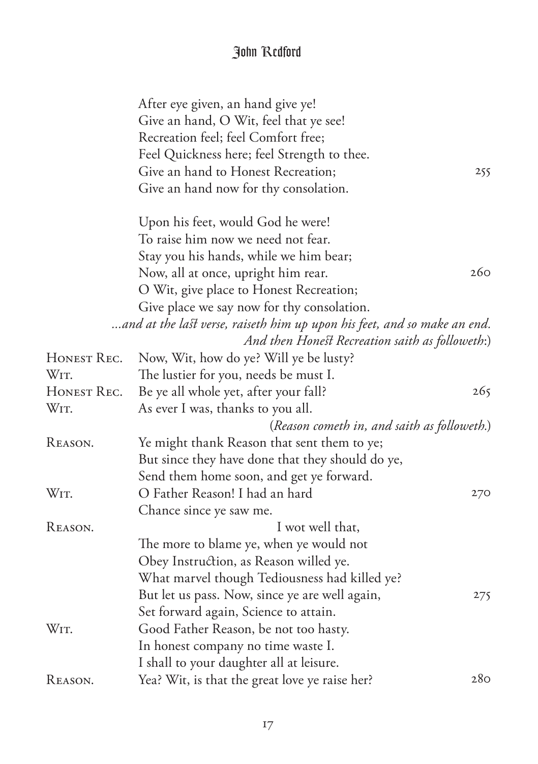After eye given, an hand give ye!
Give an hand, O Wit, feel that ye see!
Recreation feel; feel Comfort free;
Feel Quickness here; feel Strength to thee.
Give an hand to Honest Recreation; 255
Give an hand now for thy consolation.

Upon his feet, would God he were!
To raise him now we need not fear.
Stay you his hands, while we him bear;
Now, all at once, upright him rear. 260
O Wit, give place to Honest Recreation;
Give place we say now for thy consolation.

*...and at the last verse, raiseth him up upon his feet, and so make an end. And then Honest Recreation saith as followeth:)*

HONEST REC. Now, Wit, how do ye? Will ye be lusty?
WIT. The lustier for you, needs be must I.
HONEST REC. Be ye all whole yet, after your fall? 265
WIT. As ever I was, thanks to you all.

(*Reason cometh in, and saith as followeth.*)

REASON. Ye might thank Reason that sent them to ye;
But since they have done that they should do ye,
Send them home soon, and get ye forward.
WIT. O Father Reason! I had an hard 270
Chance since ye saw me.
REASON. I wot well that,
The more to blame ye, when ye would not
Obey Instruction, as Reason willed ye.
What marvel though Tediousness had killed ye?
But let us pass. Now, since ye are well again, 275
Set forward again, Science to attain.
WIT. Good Father Reason, be not too hasty.
In honest company no time waste I.
I shall to your daughter all at leisure.
REASON. Yea? Wit, is that the great love ye raise her? 280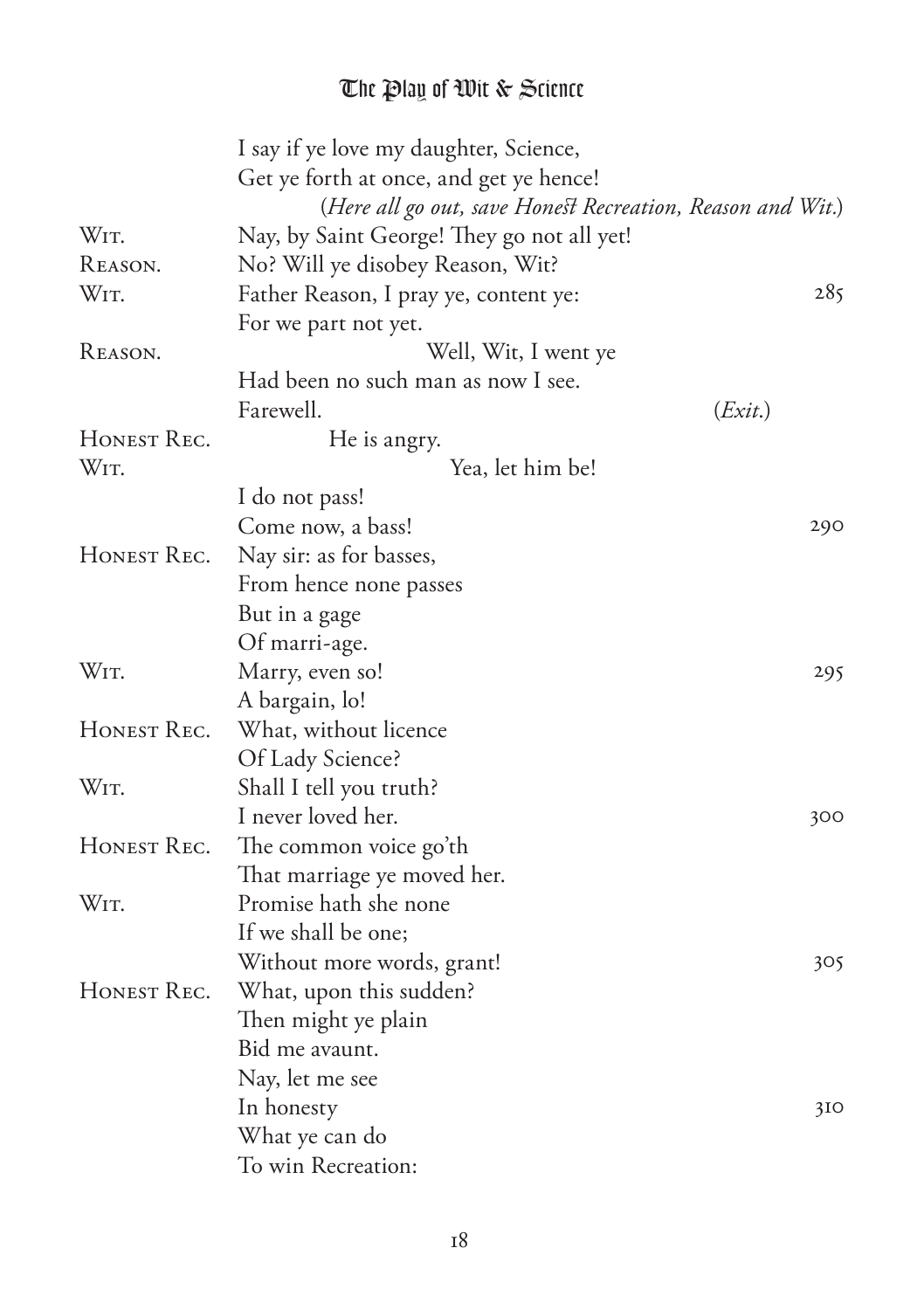I say if ye love my daughter, Science,
Get ye forth at once, and get ye hence!

(*Here all go out, save Honest Recreation, Reason and Wit.*)

WIT. Nay, by Saint George! They go not all yet!
REASON. No? Will ye disobey Reason, Wit?
WIT. Father Reason, I pray ye, content ye: 285
For we part not yet.
REASON. Well, Wit, I went ye
Had been no such man as now I see.
Farewell. (*Exit.*)
HONEST REC. He is angry.
WIT. Yea, let him be!
I do not pass!
Come now, a bass! 290
HONEST REC. Nay sir: as for basses,
From hence none passes
But in a gage
Of marri-age.
WIT. Marry, even so! 295
A bargain, lo!
HONEST REC. What, without licence
Of Lady Science?
WIT. Shall I tell you truth?
I never loved her. 300
HONEST REC. The common voice go'th
That marriage ye moved her.
WIT. Promise hath she none
If we shall be one;
Without more words, grant! 305
HONEST REC. What, upon this sudden?
Then might ye plain
Bid me avaunt.
Nay, let me see
In honesty 310
What ye can do
To win Recreation: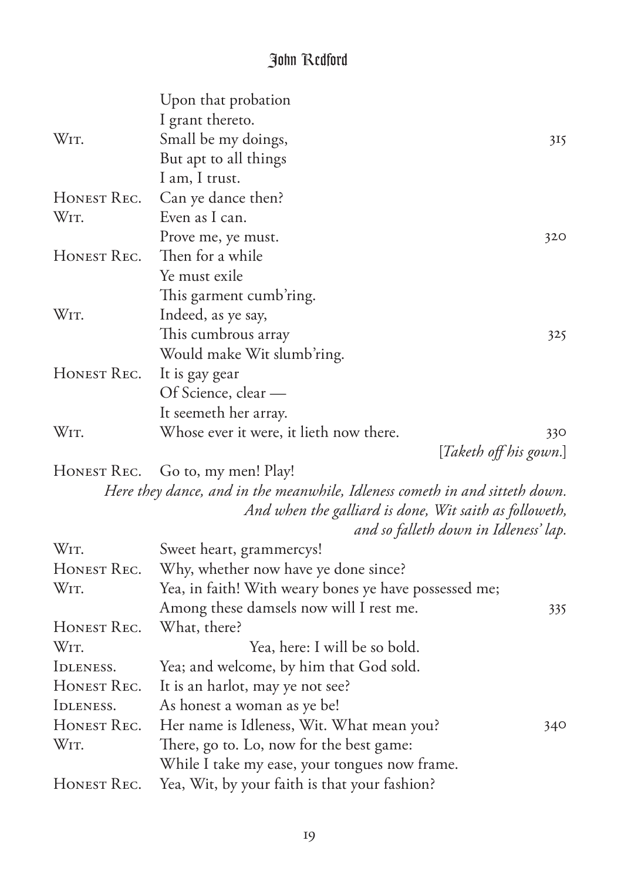| | | |
|---|---|---|
| | Upon that probation | |
| | I grant thereto. | |
| WIT. | Small be my doings, | 315 |
| | But apt to all things | |
| | I am, I trust. | |
| HONEST REC. | Can ye dance then? | |
| WIT. | Even as I can. | |
| | Prove me, ye must. | 320 |
| HONEST REC. | Then for a while | |
| | Ye must exile | |
| | This garment cumb'ring. | |
| WIT. | Indeed, as ye say, | |
| | This cumbrous array | 325 |
| | Would make Wit slumb'ring. | |
| HONEST REC. | It is gay gear | |
| | Of Science, clear — | |
| | It seemeth her array. | |
| WIT. | Whose ever it were, it lieth now there. | 330 |
| | [*Taketh off his gown.*] | |
| HONEST REC. | Go to, my men! Play! | |

*Here they dance, and in the meanwhile, Idleness cometh in and sitteth down. And when the galliard is done, Wit saith as followeth, and so falleth down in Idleness' lap.*

| | | |
|---|---|---|
| WIT. | Sweet heart, grammercys! | |
| HONEST REC. | Why, whether now have ye done since? | |
| WIT. | Yea, in faith! With weary bones ye have possessed me; | |
| | Among these damsels now will I rest me. | 335 |
| HONEST REC. | What, there? | |
| WIT. | Yea, here: I will be so bold. | |
| IDLENESS. | Yea; and welcome, by him that God sold. | |
| HONEST REC. | It is an harlot, may ye not see? | |
| IDLENESS. | As honest a woman as ye be! | |
| HONEST REC. | Her name is Idleness, Wit. What mean you? | 340 |
| WIT. | There, go to. Lo, now for the best game: | |
| | While I take my ease, your tongues now frame. | |
| HONEST REC. | Yea, Wit, by your faith is that your fashion? | |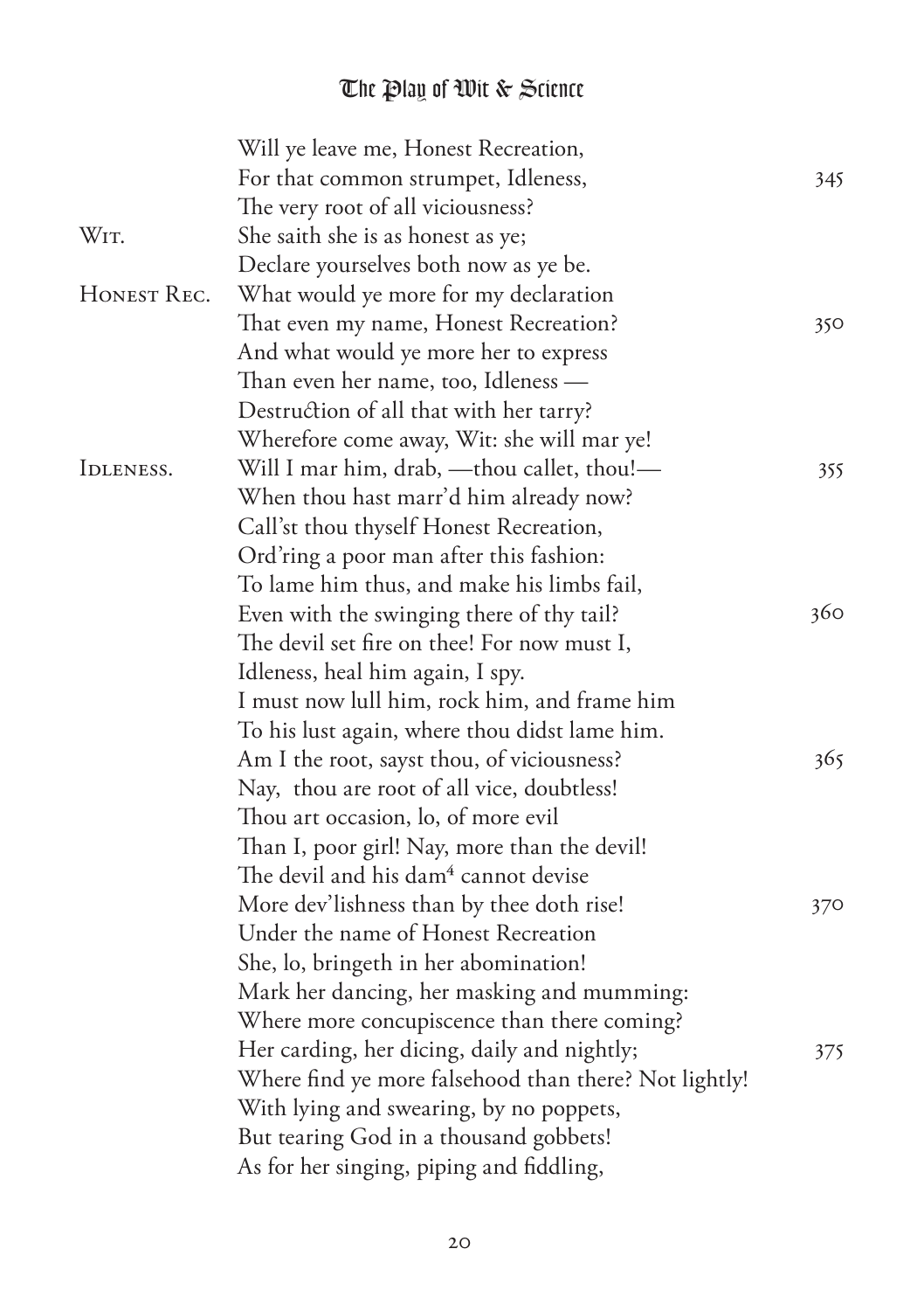Will ye leave me, Honest Recreation,
For that common strumpet, Idleness, 345
The very root of all viciousness?

WIT. She saith she is as honest as ye;
Declare yourselves both now as ye be.

HONEST REC. What would ye more for my declaration
That even my name, Honest Recreation? 350
And what would ye more her to express
Than even her name, too, Idleness —
Destruction of all that with her tarry?
Wherefore come away, Wit: she will mar ye!

IDLENESS. Will I mar him, drab, —thou callet, thou!— 355
When thou hast marr'd him already now?
Call'st thou thyself Honest Recreation,
Ord'ring a poor man after this fashion:
To lame him thus, and make his limbs fail,
Even with the swinging there of thy tail? 360
The devil set fire on thee! For now must I,
Idleness, heal him again, I spy.
I must now lull him, rock him, and frame him
To his lust again, where thou didst lame him.
Am I the root, sayst thou, of viciousness? 365
Nay, thou are root of all vice, doubtless!
Thou art occasion, lo, of more evil
Than I, poor girl! Nay, more than the devil!
The devil and his dam[4] cannot devise
More dev'lishness than by thee doth rise! 370
Under the name of Honest Recreation
She, lo, bringeth in her abomination!
Mark her dancing, her masking and mumming:
Where more concupiscence than there coming?
Her carding, her dicing, daily and nightly; 375
Where find ye more falsehood than there? Not lightly!
With lying and swearing, by no poppets,
But tearing God in a thousand gobbets!
As for her singing, piping and fiddling,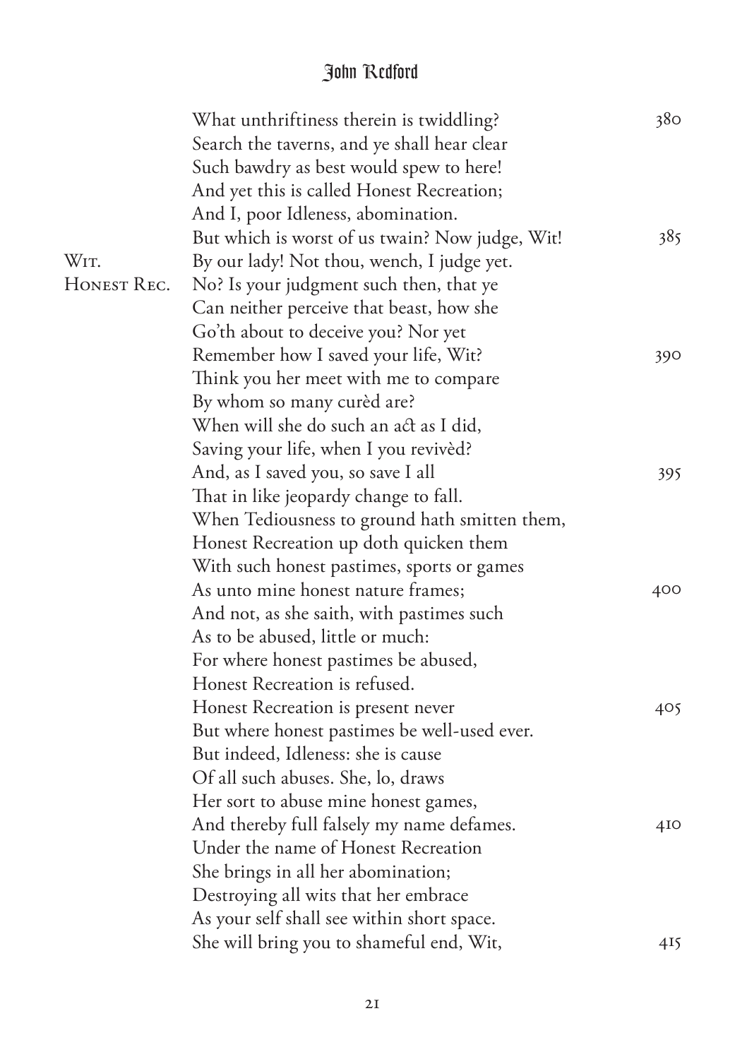What unthriftiness therein is twiddling? 380
Search the taverns, and ye shall hear clear
Such bawdry as best would spew to here!
And yet this is called Honest Recreation;
And I, poor Idleness, abomination.
But which is worst of us twain? Now judge, Wit! 385

WIT. By our lady! Not thou, wench, I judge yet.

HONEST REC. No? Is your judgment such then, that ye
Can neither perceive that beast, how she
Go'th about to deceive you? Nor yet
Remember how I saved your life, Wit? 390
Think you her meet with me to compare
By whom so many curèd are?
When will she do such an act as I did,
Saving your life, when I you revivèd?
And, as I saved you, so save I all 395
That in like jeopardy change to fall.
When Tediousness to ground hath smitten them,
Honest Recreation up doth quicken them
With such honest pastimes, sports or games
As unto mine honest nature frames; 400
And not, as she saith, with pastimes such
As to be abused, little or much:
For where honest pastimes be abused,
Honest Recreation is refused.
Honest Recreation is present never 405
But where honest pastimes be well-used ever.
But indeed, Idleness: she is cause
Of all such abuses. She, lo, draws
Her sort to abuse mine honest games,
And thereby full falsely my name defames. 410
Under the name of Honest Recreation
She brings in all her abomination;
Destroying all wits that her embrace
As your self shall see within short space.
She will bring you to shameful end, Wit, 415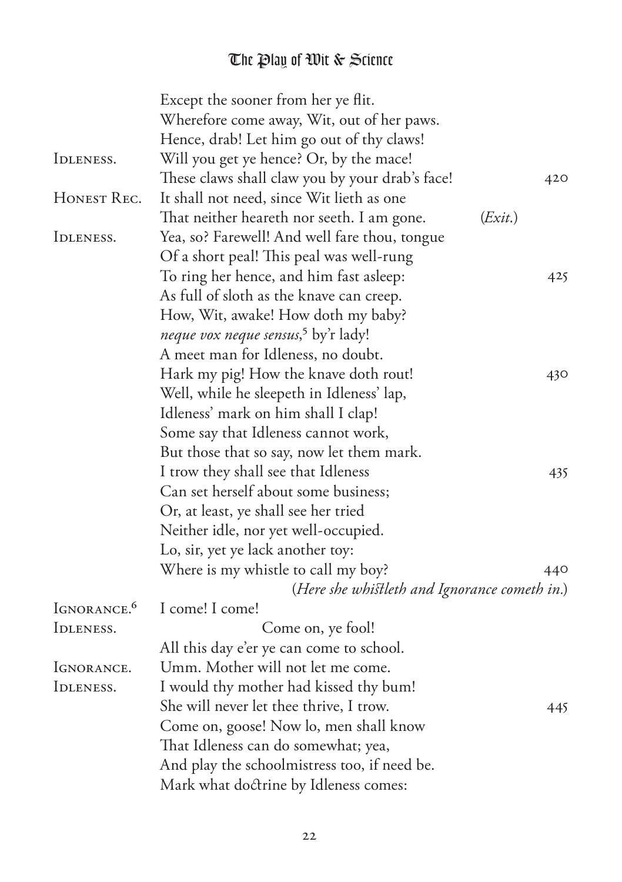Except the sooner from her ye flit.
Wherefore come away, Wit, out of her paws.
Hence, drab! Let him go out of thy claws!

IDLENESS. Will you get ye hence? Or, by the mace!
These claws shall claw you by your drab's face! 420

HONEST REC. It shall not need, since Wit lieth as one
That neither heareth nor seeth. I am gone. (*Exit.*)

IDLENESS. Yea, so? Farewell! And well fare thou, tongue
Of a short peal! This peal was well-rung
To ring her hence, and him fast asleep: 425
As full of sloth as the knave can creep.
How, Wit, awake! How doth my baby?
*neque vox neque sensus*,[5] by'r lady!
A meet man for Idleness, no doubt.
Hark my pig! How the knave doth rout! 430
Well, while he sleepeth in Idleness' lap,
Idleness' mark on him shall I clap!
Some say that Idleness cannot work,
But those that so say, now let them mark.
I trow they shall see that Idleness 435
Can set herself about some business;
Or, at least, ye shall see her tried
Neither idle, nor yet well-occupied.
Lo, sir, yet ye lack another toy:
Where is my whistle to call my boy? 440

(*Here she whistleth and Ignorance cometh in.*)

IGNORANCE.[6] I come! I come!

IDLENESS. Come on, ye fool!
All this day e'er ye can come to school.

IGNORANCE. Umm. Mother will not let me come.

IDLENESS. I would thy mother had kissed thy bum!
She will never let thee thrive, I trow. 445
Come on, goose! Now lo, men shall know
That Idleness can do somewhat; yea,
And play the schoolmistress too, if need be.
Mark what doctrine by Idleness comes: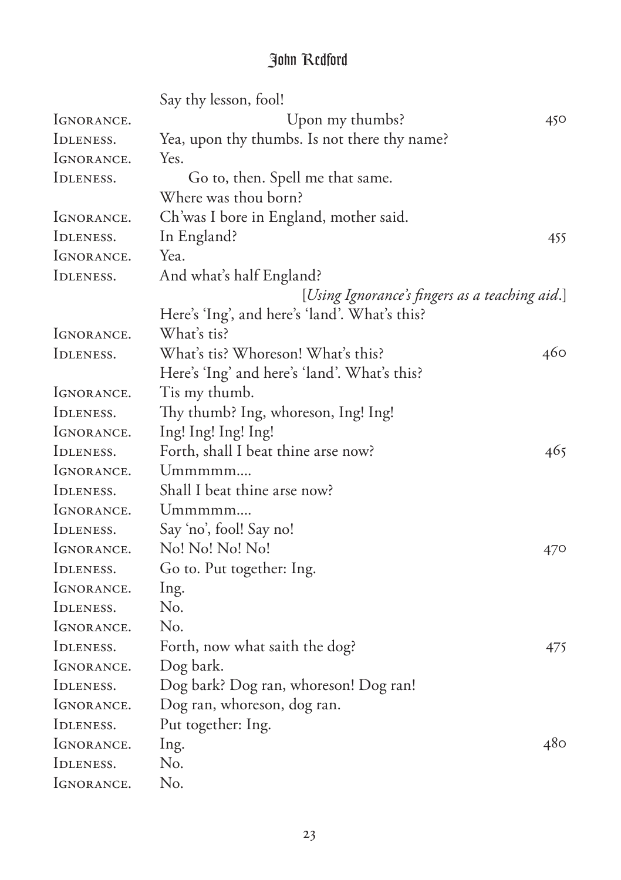Say thy lesson, fool!

IGNORANCE. Upon my thumbs? 450

IDLENESS. Yea, upon thy thumbs. Is not there thy name?

IGNORANCE. Yes.

IDLENESS. Go to, then. Spell me that same.
Where was thou born?

IGNORANCE. Ch'was I bore in England, mother said.

IDLENESS. In England? 455

IGNORANCE. Yea.

IDLENESS. And what's half England?

[*Using Ignorance's fingers as a teaching aid.*]

Here's 'Ing', and here's 'land'. What's this?

IGNORANCE. What's tis?

IDLENESS. What's tis? Whoreson! What's this? 460
Here's 'Ing' and here's 'land'. What's this?

IGNORANCE. Tis my thumb.

IDLENESS. Thy thumb? Ing, whoreson, Ing! Ing!

IGNORANCE. Ing! Ing! Ing! Ing!

IDLENESS. Forth, shall I beat thine arse now? 465

IGNORANCE. Ummmmm....

IDLENESS. Shall I beat thine arse now?

IGNORANCE. Ummmmm....

IDLENESS. Say 'no', fool! Say no!

IGNORANCE. No! No! No! No! 470

IDLENESS. Go to. Put together: Ing.

IGNORANCE. Ing.

IDLENESS. No.

IGNORANCE. No.

IDLENESS. Forth, now what saith the dog? 475

IGNORANCE. Dog bark.

IDLENESS. Dog bark? Dog ran, whoreson! Dog ran!

IGNORANCE. Dog ran, whoreson, dog ran.

IDLENESS. Put together: Ing.

IGNORANCE. Ing. 480

IDLENESS. No.

IGNORANCE. No.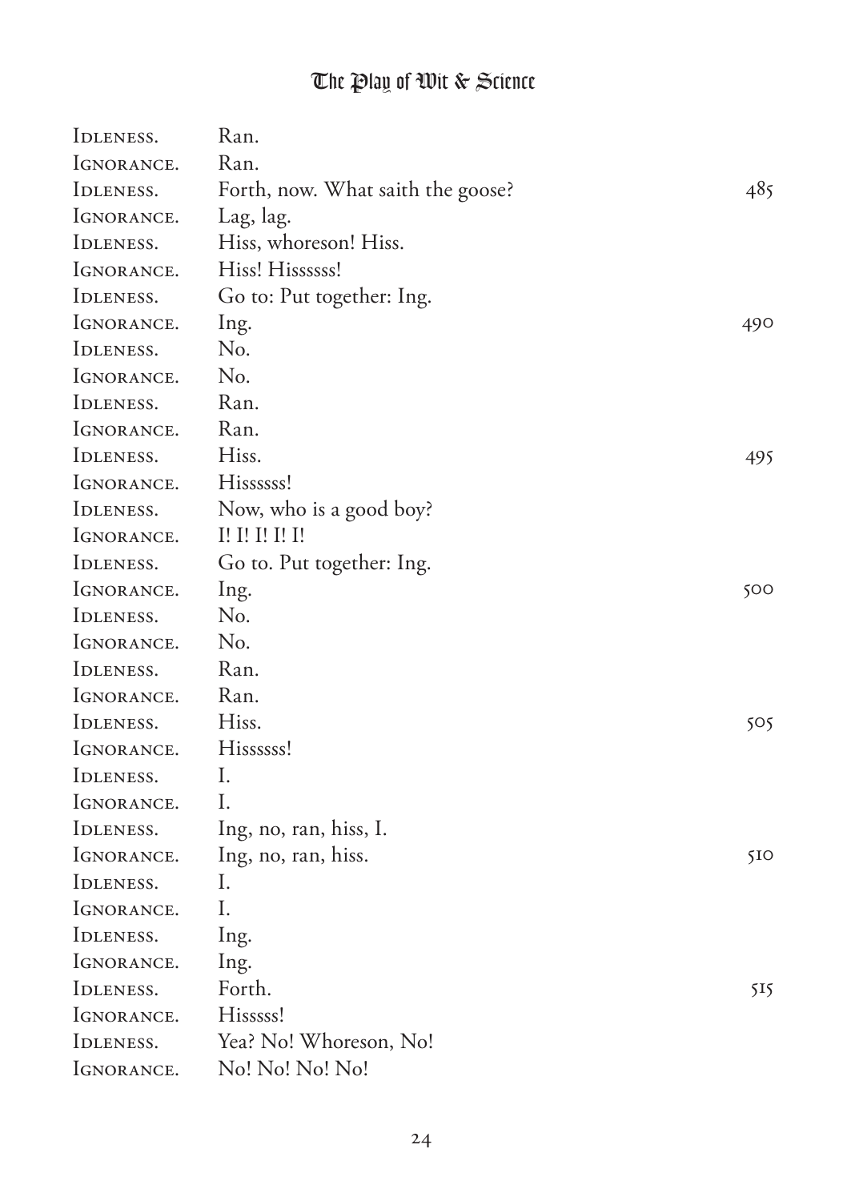IDLENESS. Ran.
IGNORANCE. Ran.
IDLENESS. Forth, now. What saith the goose? 485
IGNORANCE. Lag, lag.
IDLENESS. Hiss, whoreson! Hiss.
IGNORANCE. Hiss! Hissssss!
IDLENESS. Go to: Put together: Ing.
IGNORANCE. Ing. 490
IDLENESS. No.
IGNORANCE. No.
IDLENESS. Ran.
IGNORANCE. Ran.
IDLENESS. Hiss. 495
IGNORANCE. Hissssss!
IDLENESS. Now, who is a good boy?
IGNORANCE. I! I! I! I! I!
IDLENESS. Go to. Put together: Ing.
IGNORANCE. Ing. 500
IDLENESS. No.
IGNORANCE. No.
IDLENESS. Ran.
IGNORANCE. Ran.
IDLENESS. Hiss. 505
IGNORANCE. Hissssss!
IDLENESS. I.
IGNORANCE. I.
IDLENESS. Ing, no, ran, hiss, I.
IGNORANCE. Ing, no, ran, hiss. 510
IDLENESS. I.
IGNORANCE. I.
IDLENESS. Ing.
IGNORANCE. Ing.
IDLENESS. Forth. 515
IGNORANCE. Hisssss!
IDLENESS. Yea? No! Whoreson, No!
IGNORANCE. No! No! No! No!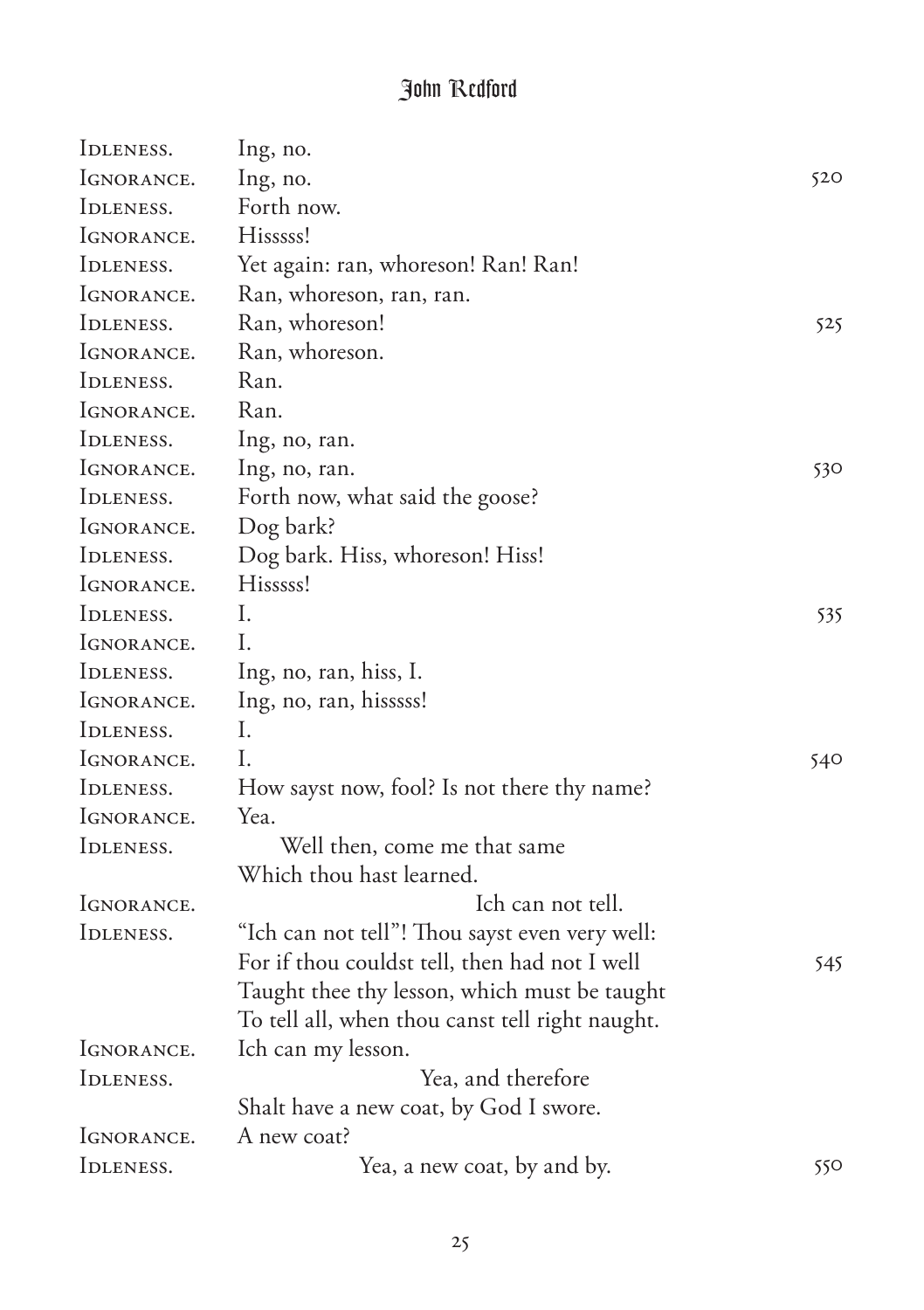IDLENESS. Ing, no.
IGNORANCE. Ing, no. 520
IDLENESS. Forth now.
IGNORANCE. Hisssss!
IDLENESS. Yet again: ran, whoreson! Ran! Ran!
IGNORANCE. Ran, whoreson, ran, ran.
IDLENESS. Ran, whoreson! 525
IGNORANCE. Ran, whoreson.
IDLENESS. Ran.
IGNORANCE. Ran.
IDLENESS. Ing, no, ran.
IGNORANCE. Ing, no, ran. 530
IDLENESS. Forth now, what said the goose?
IGNORANCE. Dog bark?
IDLENESS. Dog bark. Hiss, whoreson! Hiss!
IGNORANCE. Hisssss!
IDLENESS. I. 535
IGNORANCE. I.
IDLENESS. Ing, no, ran, hiss, I.
IGNORANCE. Ing, no, ran, hisssss!
IDLENESS. I.
IGNORANCE. I. 540
IDLENESS. How sayst now, fool? Is not there thy name?
IGNORANCE. Yea.
IDLENESS. Well then, come me that same
Which thou hast learned.
IGNORANCE. Ich can not tell.
IDLENESS. "Ich can not tell"! Thou sayst even very well:
For if thou couldst tell, then had not I well 545
Taught thee thy lesson, which must be taught
To tell all, when thou canst tell right naught.
IGNORANCE. Ich can my lesson.
IDLENESS. Yea, and therefore
Shalt have a new coat, by God I swore.
IGNORANCE. A new coat?
IDLENESS. Yea, a new coat, by and by. 550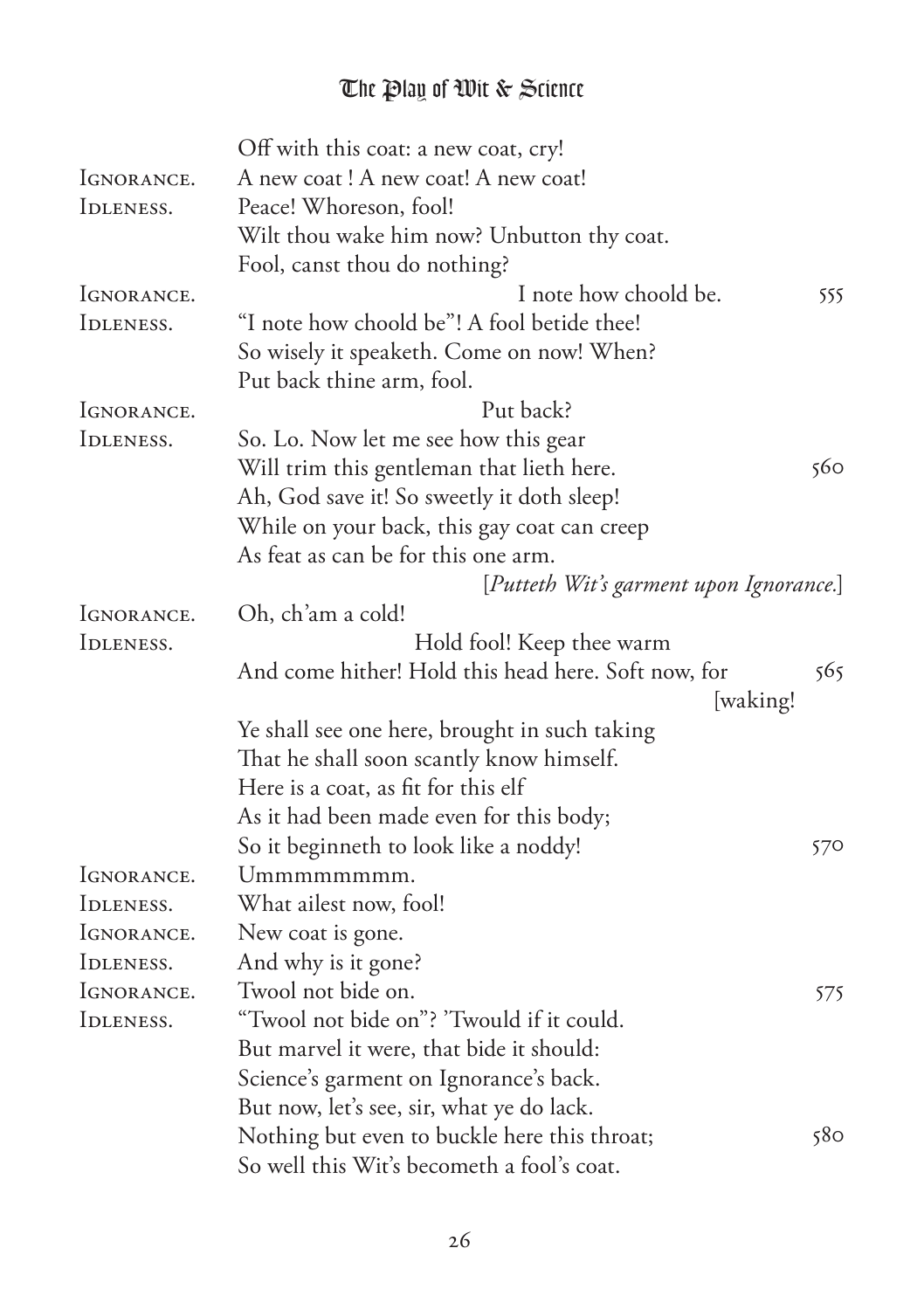Off with this coat: a new coat, cry!

IGNORANCE. A new coat ! A new coat! A new coat!

IDLENESS. Peace! Whoreson, fool!
Wilt thou wake him now? Unbutton thy coat.
Fool, canst thou do nothing?

IGNORANCE. I note how choold be. 555

IDLENESS. "I note how choold be"! A fool betide thee!
So wisely it speaketh. Come on now! When?
Put back thine arm, fool.

IGNORANCE. Put back?

IDLENESS. So. Lo. Now let me see how this gear
Will trim this gentleman that lieth here. 560
Ah, God save it! So sweetly it doth sleep!
While on your back, this gay coat can creep
As feat as can be for this one arm.
[*Putteth Wit's garment upon Ignorance.*]

IGNORANCE. Oh, ch'am a cold!

IDLENESS. Hold fool! Keep thee warm
And come hither! Hold this head here. Soft now, for [waking! 565
Ye shall see one here, brought in such taking
That he shall soon scantly know himself.
Here is a coat, as fit for this elf
As it had been made even for this body;
So it beginneth to look like a noddy! 570

IGNORANCE. Ummmmmmmm.

IDLENESS. What ailest now, fool!

IGNORANCE. New coat is gone.

IDLENESS. And why is it gone?

IGNORANCE. Twool not bide on. 575

IDLENESS. "Twool not bide on"? 'Twould if it could.
But marvel it were, that bide it should:
Science's garment on Ignorance's back.
But now, let's see, sir, what ye do lack.
Nothing but even to buckle here this throat; 580
So well this Wit's becometh a fool's coat.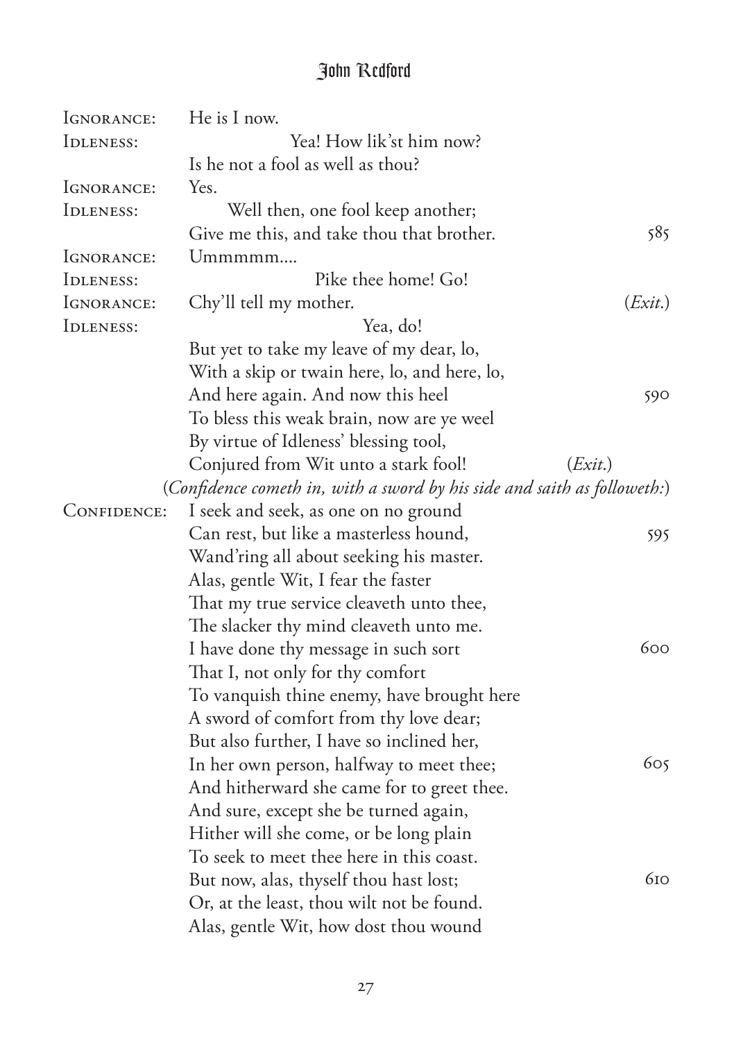IGNORANCE: He is I now.

IDLENESS: Yea! How lik'st him now?
Is he not a fool as well as thou?

IGNORANCE: Yes.

IDLENESS: Well then, one fool keep another;
Give me this, and take thou that brother. 585

IGNORANCE: Ummmmm....

IDLENESS: Pike thee home! Go!

IGNORANCE: Chy'll tell my mother. (*Exit.*)

IDLENESS: Yea, do!
But yet to take my leave of my dear, lo,
With a skip or twain here, lo, and here, lo,
And here again. And now this heel 590
To bless this weak brain, now are ye weel
By virtue of Idleness' blessing tool,
Conjured from Wit unto a stark fool! (*Exit.*)

(*Confidence cometh in, with a sword by his side and saith as followeth:*)

CONFIDENCE: I seek and seek, as one on no ground
Can rest, but like a masterless hound, 595
Wand'ring all about seeking his master.
Alas, gentle Wit, I fear the faster
That my true service cleaveth unto thee,
The slacker thy mind cleaveth unto me.
I have done thy message in such sort 600
That I, not only for thy comfort
To vanquish thine enemy, have brought here
A sword of comfort from thy love dear;
But also further, I have so inclined her,
In her own person, halfway to meet thee; 605
And hitherward she came for to greet thee.
And sure, except she be turned again,
Hither will she come, or be long plain
To seek to meet thee here in this coast.
But now, alas, thyself thou hast lost; 610
Or, at the least, thou wilt not be found.
Alas, gentle Wit, how dost thou wound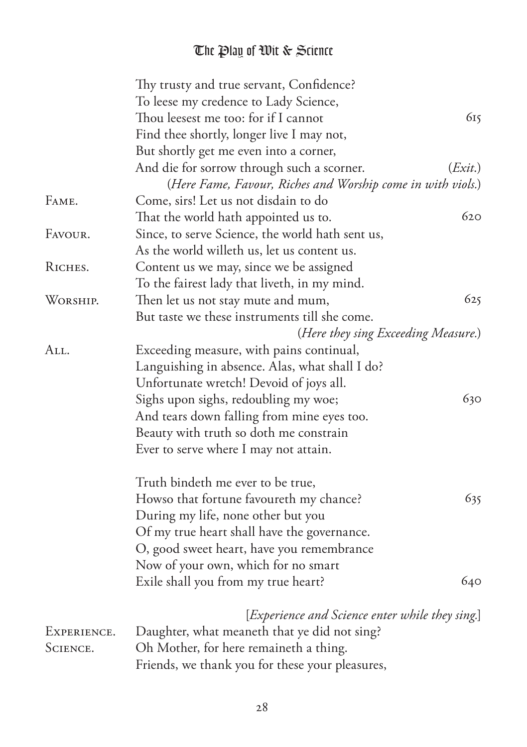Thy trusty and true servant, Confidence?
To leese my credence to Lady Science,
Thou leesest me too: for if I cannot 615
Find thee shortly, longer live I may not,
But shortly get me even into a corner,
And die for sorrow through such a scorner. (*Exit.*)

(*Here Fame, Favour, Riches and Worship come in with viols.*)

FAME. Come, sirs! Let us not disdain to do
That the world hath appointed us to. 620

FAVOUR. Since, to serve Science, the world hath sent us,
As the world willeth us, let us content us.

RICHES. Content us we may, since we be assigned
To the fairest lady that liveth, in my mind.

WORSHIP. Then let us not stay mute and mum, 625
But taste we these instruments till she come.

(*Here they sing Exceeding Measure.*)

ALL. Exceeding measure, with pains continual,
Languishing in absence. Alas, what shall I do?
Unfortunate wretch! Devoid of joys all.
Sighs upon sighs, redoubling my woe; 630
And tears down falling from mine eyes too.
Beauty with truth so doth me constrain
Ever to serve where I may not attain.

Truth bindeth me ever to be true,
Howso that fortune favoureth my chance? 635
During my life, none other but you
Of my true heart shall have the governance.
O, good sweet heart, have you remembrance
Now of your own, which for no smart
Exile shall you from my true heart? 640

[*Experience and Science enter while they sing.*]

EXPERIENCE. Daughter, what meaneth that ye did not sing?

SCIENCE. Oh Mother, for here remaineth a thing.
Friends, we thank you for these your pleasures,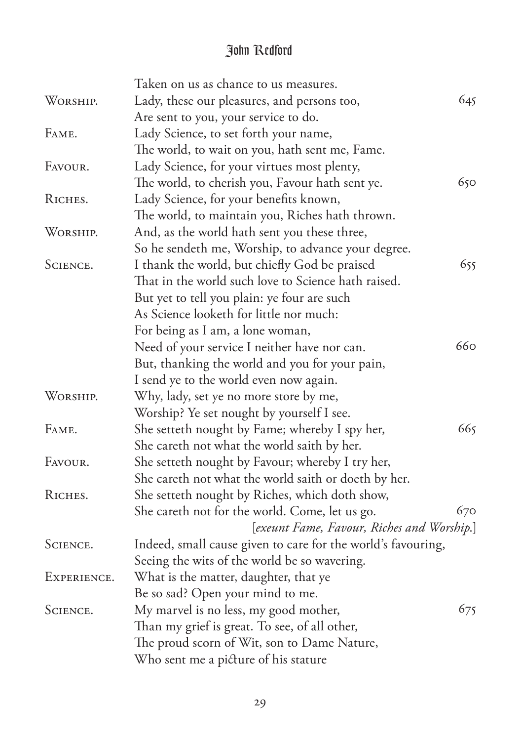Taken on us as chance to us measures.

WORSHIP. Lady, these our pleasures, and persons too, 645
Are sent to you, your service to do.

FAME. Lady Science, to set forth your name,
The world, to wait on you, hath sent me, Fame.

FAVOUR. Lady Science, for your virtues most plenty,
The world, to cherish you, Favour hath sent ye. 650

RICHES. Lady Science, for your benefits known,
The world, to maintain you, Riches hath thrown.

WORSHIP. And, as the world hath sent you these three,
So he sendeth me, Worship, to advance your degree.

SCIENCE. I thank the world, but chiefly God be praised 655
That in the world such love to Science hath raised.
But yet to tell you plain: ye four are such
As Science looketh for little nor much:
For being as I am, a lone woman,
Need of your service I neither have nor can. 660
But, thanking the world and you for your pain,
I send ye to the world even now again.

WORSHIP. Why, lady, set ye no more store by me,
Worship? Ye set nought by yourself I see.

FAME. She setteth nought by Fame; whereby I spy her, 665
She careth not what the world saith by her.

FAVOUR. She setteth nought by Favour; whereby I try her,
She careth not what the world saith or doeth by her.

RICHES. She setteth nought by Riches, which doth show,
She careth not for the world. Come, let us go. 670

[*exeunt Fame, Favour, Riches and Worship.*]

SCIENCE. Indeed, small cause given to care for the world's favouring,
Seeing the wits of the world be so wavering.

EXPERIENCE. What is the matter, daughter, that ye
Be so sad? Open your mind to me.

SCIENCE. My marvel is no less, my good mother, 675
Than my grief is great. To see, of all other,
The proud scorn of Wit, son to Dame Nature,
Who sent me a picture of his stature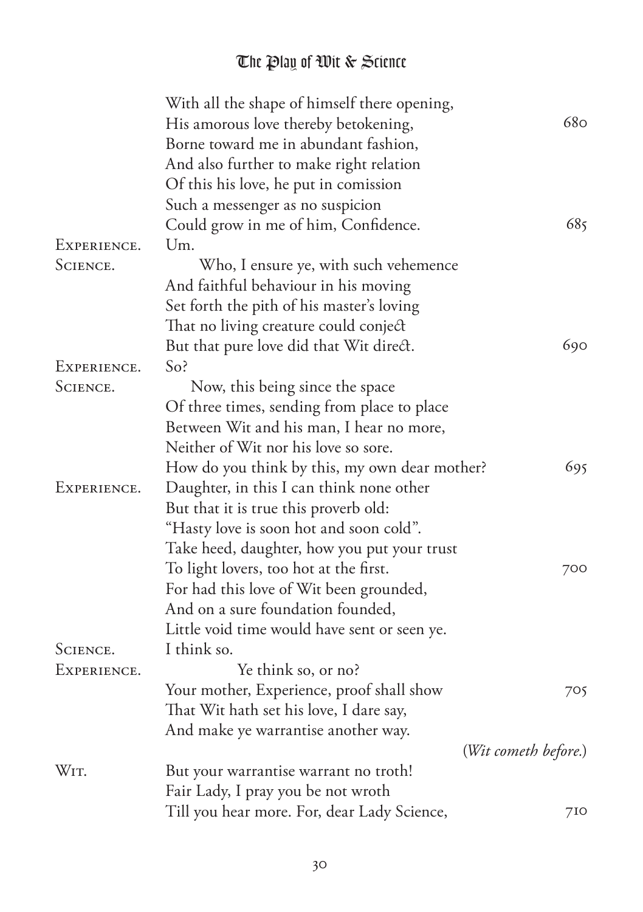With all the shape of himself there opening,
His amorous love thereby betokening, 680
Borne toward me in abundant fashion,
And also further to make right relation
Of this his love, he put in comission
Such a messenger as no suspicion
Could grow in me of him, Confidence. 685

EXPERIENCE. Um.

SCIENCE. Who, I ensure ye, with such vehemence
And faithful behaviour in his moving
Set forth the pith of his master's loving
That no living creature could conject
But that pure love did that Wit direct. 690

EXPERIENCE. So?

SCIENCE. Now, this being since the space
Of three times, sending from place to place
Between Wit and his man, I hear no more,
Neither of Wit nor his love so sore.
How do you think by this, my own dear mother? 695

EXPERIENCE. Daughter, in this I can think none other
But that it is true this proverb old:
"Hasty love is soon hot and soon cold".
Take heed, daughter, how you put your trust
To light lovers, too hot at the first. 700
For had this love of Wit been grounded,
And on a sure foundation founded,
Little void time would have sent or seen ye.

SCIENCE. I think so.

EXPERIENCE. Ye think so, or no?
Your mother, Experience, proof shall show 705
That Wit hath set his love, I dare say,
And make ye warrantise another way.

(*Wit cometh before.*)

WIT. But your warrantise warrant no troth!
Fair Lady, I pray you be not wroth
Till you hear more. For, dear Lady Science, 710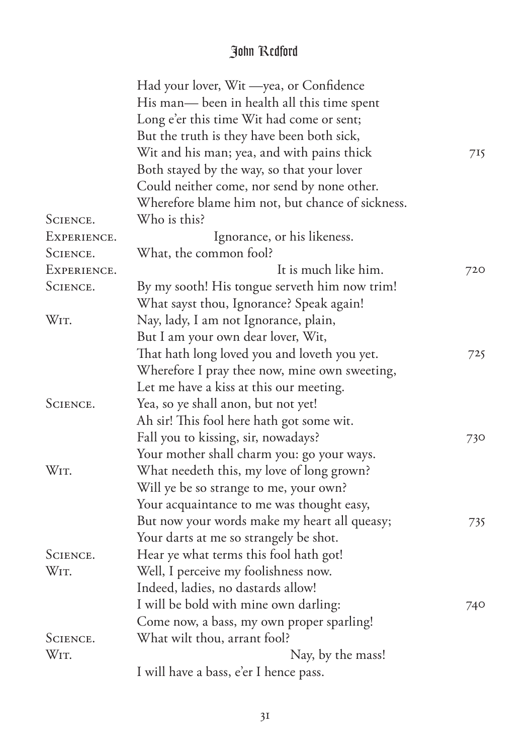Had your lover, Wit —yea, or Confidence
His man— been in health all this time spent
Long e'er this time Wit had come or sent;
But the truth is they have been both sick,
Wit and his man; yea, and with pains thick 715
Both stayed by the way, so that your lover
Could neither come, nor send by none other.
Wherefore blame him not, but chance of sickness.

SCIENCE. Who is this?

EXPERIENCE. Ignorance, or his likeness.

SCIENCE. What, the common fool?

EXPERIENCE. It is much like him. 720

SCIENCE. By my sooth! His tongue serveth him now trim!
What sayst thou, Ignorance? Speak again!

WIT. Nay, lady, I am not Ignorance, plain,
But I am your own dear lover, Wit,
That hath long loved you and loveth you yet. 725
Wherefore I pray thee now, mine own sweeting,
Let me have a kiss at this our meeting.

SCIENCE. Yea, so ye shall anon, but not yet!
Ah sir! This fool here hath got some wit.
Fall you to kissing, sir, nowadays? 730
Your mother shall charm you: go your ways.

WIT. What needeth this, my love of long grown?
Will ye be so strange to me, your own?
Your acquaintance to me was thought easy,
But now your words make my heart all queasy; 735
Your darts at me so strangely be shot.

SCIENCE. Hear ye what terms this fool hath got!

WIT. Well, I perceive my foolishness now.
Indeed, ladies, no dastards allow!
I will be bold with mine own darling: 740
Come now, a bass, my own proper sparling!

SCIENCE. What wilt thou, arrant fool?

WIT. Nay, by the mass!
I will have a bass, e'er I hence pass.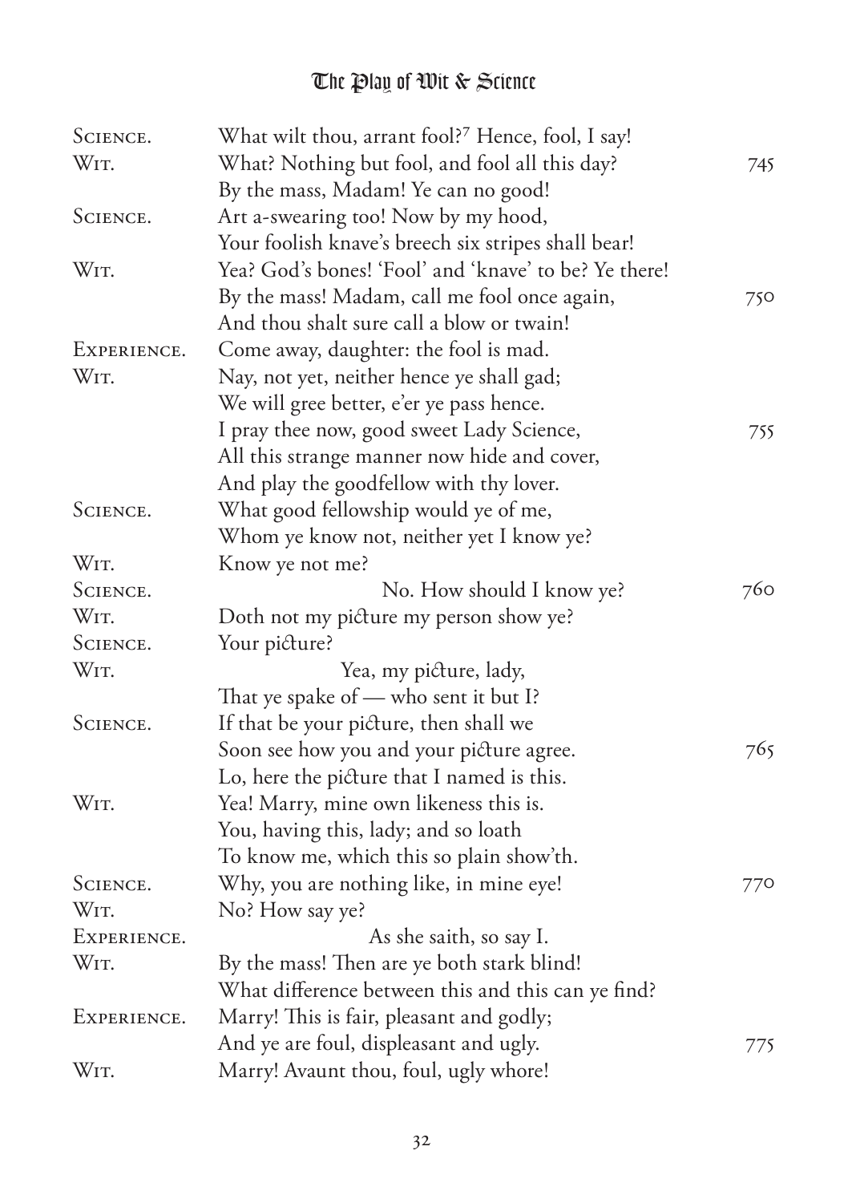SCIENCE. What wilt thou, arrant fool?[7] Hence, fool, I say!

WIT. What? Nothing but fool, and fool all this day? 745
By the mass, Madam! Ye can no good!

SCIENCE. Art a-swearing too! Now by my hood,
Your foolish knave's breech six stripes shall bear!

WIT. Yea? God's bones! 'Fool' and 'knave' to be? Ye there!
By the mass! Madam, call me fool once again, 750
And thou shalt sure call a blow or twain!

EXPERIENCE. Come away, daughter: the fool is mad.

WIT. Nay, not yet, neither hence ye shall gad;
We will gree better, e'er ye pass hence.
I pray thee now, good sweet Lady Science, 755
All this strange manner now hide and cover,
And play the goodfellow with thy lover.

SCIENCE. What good fellowship would ye of me,
Whom ye know not, neither yet I know ye?

WIT. Know ye not me?

SCIENCE. No. How should I know ye? 760

WIT. Doth not my picture my person show ye?

SCIENCE. Your picture?

WIT. Yea, my picture, lady,
That ye spake of — who sent it but I?

SCIENCE. If that be your picture, then shall we
Soon see how you and your picture agree. 765
Lo, here the picture that I named is this.

WIT. Yea! Marry, mine own likeness this is.
You, having this, lady; and so loath
To know me, which this so plain show'th.

SCIENCE. Why, you are nothing like, in mine eye! 770

WIT. No? How say ye?

EXPERIENCE. As she saith, so say I.

WIT. By the mass! Then are ye both stark blind!
What difference between this and this can ye find?

EXPERIENCE. Marry! This is fair, pleasant and godly;
And ye are foul, displeasant and ugly. 775

WIT. Marry! Avaunt thou, foul, ugly whore!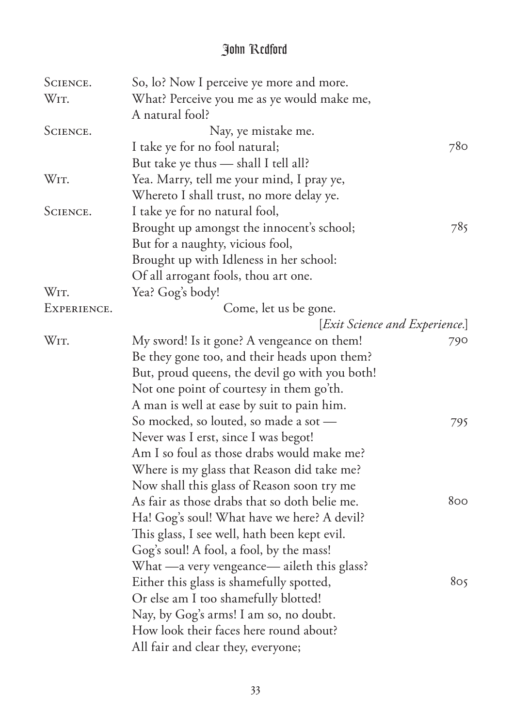SCIENCE. So, lo? Now I perceive ye more and more.
WIT. What? Perceive you me as ye would make me,
A natural fool?
SCIENCE. Nay, ye mistake me.
I take ye for no fool natural; 780
But take ye thus — shall I tell all?
WIT. Yea. Marry, tell me your mind, I pray ye,
Whereto I shall trust, no more delay ye.
SCIENCE. I take ye for no natural fool,
Brought up amongst the innocent's school; 785
But for a naughty, vicious fool,
Brought up with Idleness in her school:
Of all arrogant fools, thou art one.
WIT. Yea? Gog's body!
EXPERIENCE. Come, let us be gone.
[*Exit Science and Experience.*]
WIT. My sword! Is it gone? A vengeance on them! 790
Be they gone too, and their heads upon them?
But, proud queens, the devil go with you both!
Not one point of courtesy in them go'th.
A man is well at ease by suit to pain him.
So mocked, so louted, so made a sot — 795
Never was I erst, since I was begot!
Am I so foul as those drabs would make me?
Where is my glass that Reason did take me?
Now shall this glass of Reason soon try me
As fair as those drabs that so doth belie me. 800
Ha! Gog's soul! What have we here? A devil?
This glass, I see well, hath been kept evil.
Gog's soul! A fool, a fool, by the mass!
What —a very vengeance— aileth this glass?
Either this glass is shamefully spotted, 805
Or else am I too shamefully blotted!
Nay, by Gog's arms! I am so, no doubt.
How look their faces here round about?
All fair and clear they, everyone;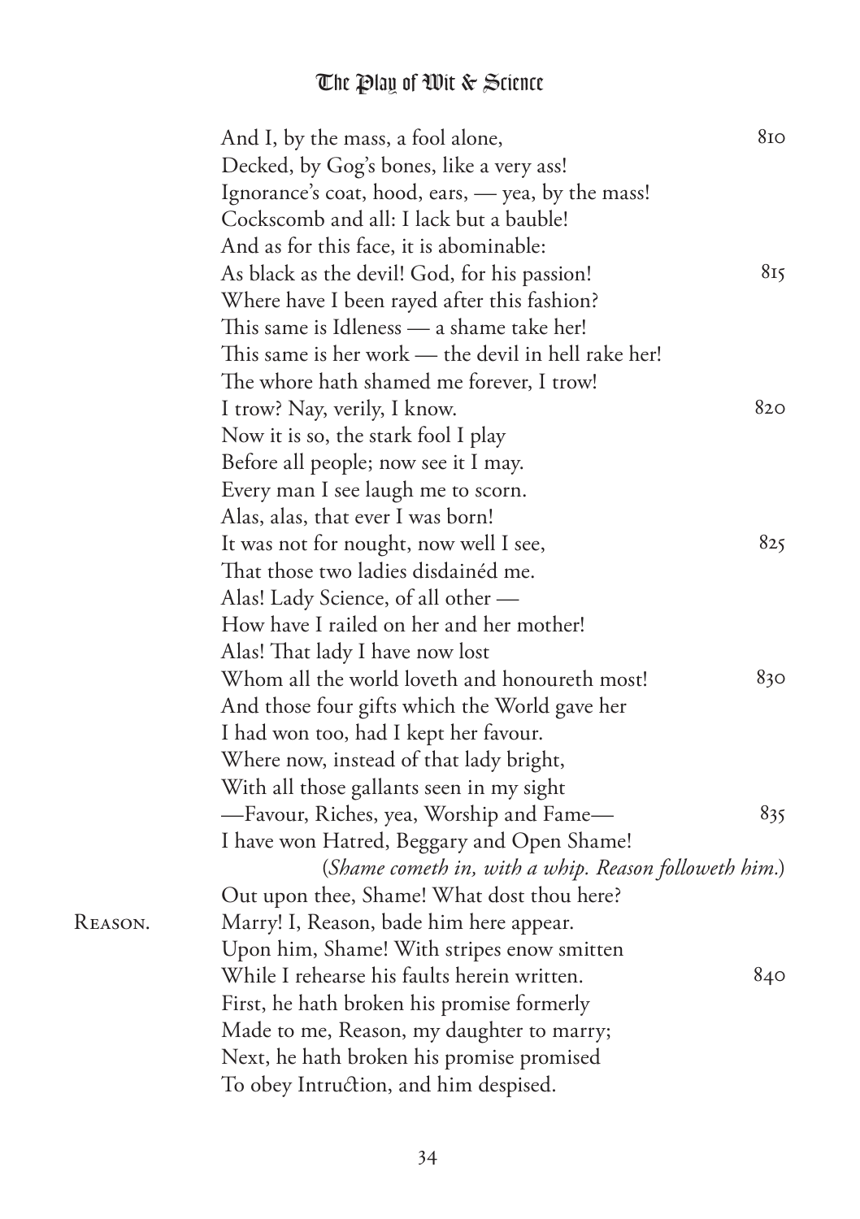And I, by the mass, a fool alone, 810
Decked, by Gog's bones, like a very ass!
Ignorance's coat, hood, ears, — yea, by the mass!
Cockscomb and all: I lack but a bauble!
And as for this face, it is abominable:
As black as the devil! God, for his passion! 815
Where have I been rayed after this fashion?
This same is Idleness — a shame take her!
This same is her work — the devil in hell rake her!
The whore hath shamed me forever, I trow!
I trow? Nay, verily, I know. 820
Now it is so, the stark fool I play
Before all people; now see it I may.
Every man I see laugh me to scorn.
Alas, alas, that ever I was born!
It was not for nought, now well I see, 825
That those two ladies disdainéd me.
Alas! Lady Science, of all other —
How have I railed on her and her mother!
Alas! That lady I have now lost
Whom all the world loveth and honoureth most! 830
And those four gifts which the World gave her
I had won too, had I kept her favour.
Where now, instead of that lady bright,
With all those gallants seen in my sight
—Favour, Riches, yea, Worship and Fame— 835
I have won Hatred, Beggary and Open Shame!

(*Shame cometh in, with a whip. Reason followeth him.*)

Out upon thee, Shame! What dost thou here?

REASON. Marry! I, Reason, bade him here appear.
Upon him, Shame! With stripes enow smitten
While I rehearse his faults herein written. 840
First, he hath broken his promise formerly
Made to me, Reason, my daughter to marry;
Next, he hath broken his promise promised
To obey Intruction, and him despised.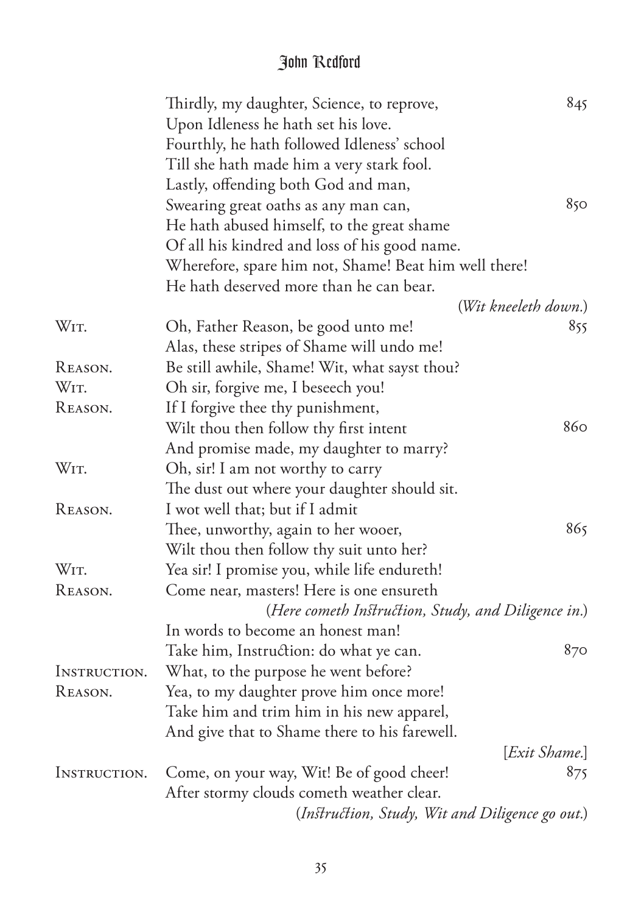Thirdly, my daughter, Science, to reprove, 845
Upon Idleness he hath set his love.
Fourthly, he hath followed Idleness' school
Till she hath made him a very stark fool.
Lastly, offending both God and man,
Swearing great oaths as any man can, 850
He hath abused himself, to the great shame
Of all his kindred and loss of his good name.
Wherefore, spare him not, Shame! Beat him well there!
He hath deserved more than he can bear.

(*Wit kneeleth down.*)

WIT. Oh, Father Reason, be good unto me! 855
Alas, these stripes of Shame will undo me!

REASON. Be still awhile, Shame! Wit, what sayst thou?

WIT. Oh sir, forgive me, I beseech you!

REASON. If I forgive thee thy punishment,
Wilt thou then follow thy first intent 860
And promise made, my daughter to marry?

WIT. Oh, sir! I am not worthy to carry
The dust out where your daughter should sit.

REASON. I wot well that; but if I admit
Thee, unworthy, again to her wooer, 865
Wilt thou then follow thy suit unto her?

WIT. Yea sir! I promise you, while life endureth!

REASON. Come near, masters! Here is one ensureth

(*Here cometh Instruction, Study, and Diligence in.*)

In words to become an honest man!
Take him, Instruction: do what ye can. 870

INSTRUCTION. What, to the purpose he went before?

REASON. Yea, to my daughter prove him once more!
Take him and trim him in his new apparel,
And give that to Shame there to his farewell.

[*Exit Shame.*]

INSTRUCTION. Come, on your way, Wit! Be of good cheer! 875
After stormy clouds cometh weather clear.

(*Instruction, Study, Wit and Diligence go out.*)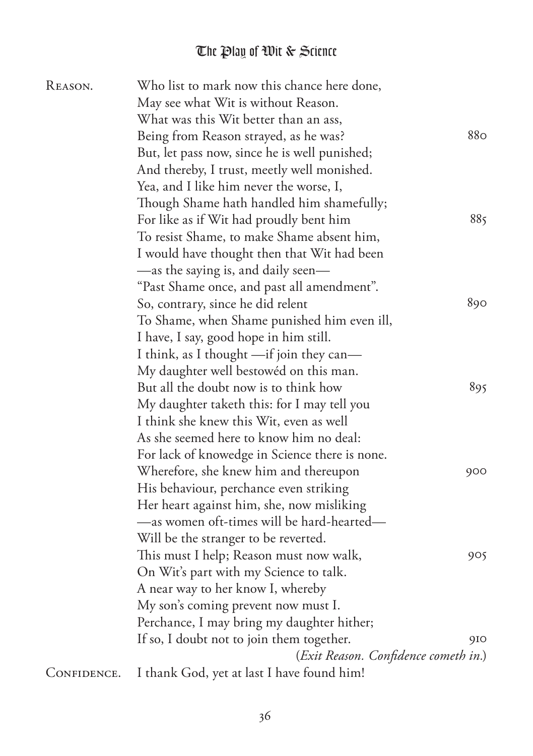REASON. Who list to mark now this chance here done,
May see what Wit is without Reason.
What was this Wit better than an ass,
Being from Reason strayed, as he was? 880
But, let pass now, since he is well punished;
And thereby, I trust, meetly well monished.
Yea, and I like him never the worse, I,
Though Shame hath handled him shamefully;
For like as if Wit had proudly bent him 885
To resist Shame, to make Shame absent him,
I would have thought then that Wit had been
—as the saying is, and daily seen—
"Past Shame once, and past all amendment".
So, contrary, since he did relent 890
To Shame, when Shame punished him even ill,
I have, I say, good hope in him still.
I think, as I thought —if join they can—
My daughter well bestowéd on this man.
But all the doubt now is to think how 895
My daughter taketh this: for I may tell you
I think she knew this Wit, even as well
As she seemed here to know him no deal:
For lack of knowedge in Science there is none.
Wherefore, she knew him and thereupon 900
His behaviour, perchance even striking
Her heart against him, she, now misliking
—as women oft-times will be hard-hearted—
Will be the stranger to be reverted.
This must I help; Reason must now walk, 905
On Wit's part with my Science to talk.
A near way to her know I, whereby
My son's coming prevent now must I.
Perchance, I may bring my daughter hither;
If so, I doubt not to join them together. 910

(*Exit Reason. Confidence cometh in.*)

CONFIDENCE. I thank God, yet at last I have found him!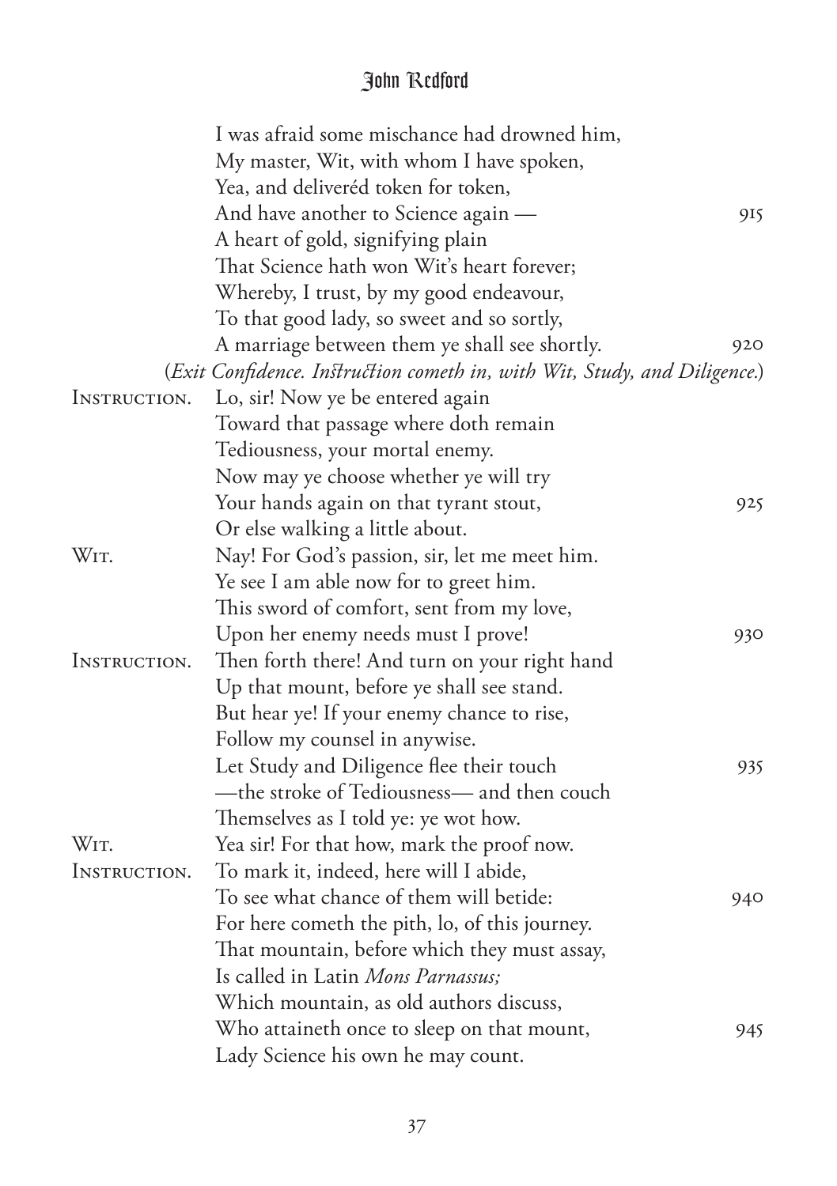I was afraid some mischance had drowned him,
My master, Wit, with whom I have spoken,
Yea, and deliveréd token for token,
And have another to Science again — 915
A heart of gold, signifying plain
That Science hath won Wit's heart forever;
Whereby, I trust, by my good endeavour,
To that good lady, so sweet and so sortly,
A marriage between them ye shall see shortly. 920

(*Exit Confidence. Instruction cometh in, with Wit, Study, and Diligence.*)

INSTRUCTION. Lo, sir! Now ye be entered again
Toward that passage where doth remain
Tediousness, your mortal enemy.
Now may ye choose whether ye will try
Your hands again on that tyrant stout, 925
Or else walking a little about.

WIT. Nay! For God's passion, sir, let me meet him.
Ye see I am able now for to greet him.
This sword of comfort, sent from my love,
Upon her enemy needs must I prove! 930

INSTRUCTION. Then forth there! And turn on your right hand
Up that mount, before ye shall see stand.
But hear ye! If your enemy chance to rise,
Follow my counsel in anywise.
Let Study and Diligence flee their touch 935
—the stroke of Tediousness— and then couch
Themselves as I told ye: ye wot how.

WIT. Yea sir! For that how, mark the proof now.

INSTRUCTION. To mark it, indeed, here will I abide,
To see what chance of them will betide: 940
For here cometh the pith, lo, of this journey.
That mountain, before which they must assay,
Is called in Latin *Mons Parnassus;*
Which mountain, as old authors discuss,
Who attaineth once to sleep on that mount, 945
Lady Science his own he may count.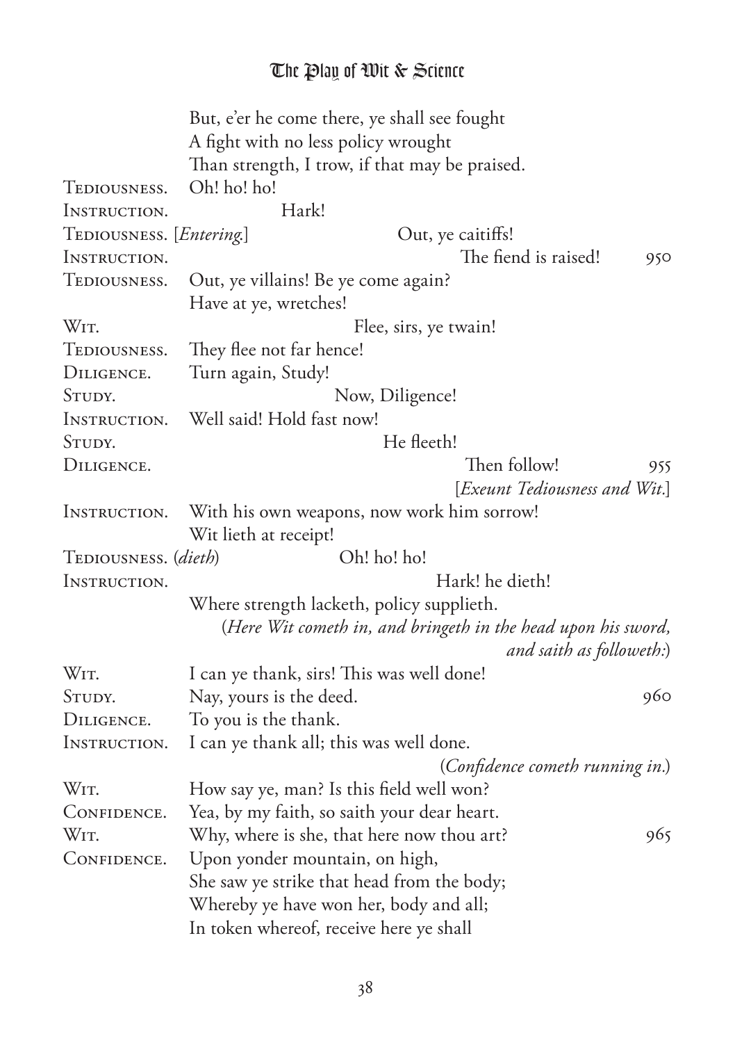But, e'er he come there, ye shall see fought
A fight with no less policy wrought
Than strength, I trow, if that may be praised.

TEDIOUSNESS. Oh! ho! ho!

INSTRUCTION. Hark!

TEDIOUSNESS. [*Entering.*] Out, ye caitiffs!

INSTRUCTION. The fiend is raised! 950

TEDIOUSNESS. Out, ye villains! Be ye come again?
Have at ye, wretches!

WIT. Flee, sirs, ye twain!

TEDIOUSNESS. They flee not far hence!

DILIGENCE. Turn again, Study!

STUDY. Now, Diligence!

INSTRUCTION. Well said! Hold fast now!

STUDY. He fleeth!

DILIGENCE. Then follow! 955

[*Exeunt Tediousness and Wit.*]

INSTRUCTION. With his own weapons, now work him sorrow!
Wit lieth at receipt!

TEDIOUSNESS. (*dieth*) Oh! ho! ho!

INSTRUCTION. Hark! he dieth!
Where strength lacketh, policy supplieth.

(*Here Wit cometh in, and bringeth in the head upon his sword, and saith as followeth:*)

WIT. I can ye thank, sirs! This was well done!

STUDY. Nay, yours is the deed. 960

DILIGENCE. To you is the thank.

INSTRUCTION. I can ye thank all; this was well done.

(*Confidence cometh running in.*)

WIT. How say ye, man? Is this field well won?

CONFIDENCE. Yea, by my faith, so saith your dear heart.

WIT. Why, where is she, that here now thou art? 965

CONFIDENCE. Upon yonder mountain, on high,
She saw ye strike that head from the body;
Whereby ye have won her, body and all;
In token whereof, receive here ye shall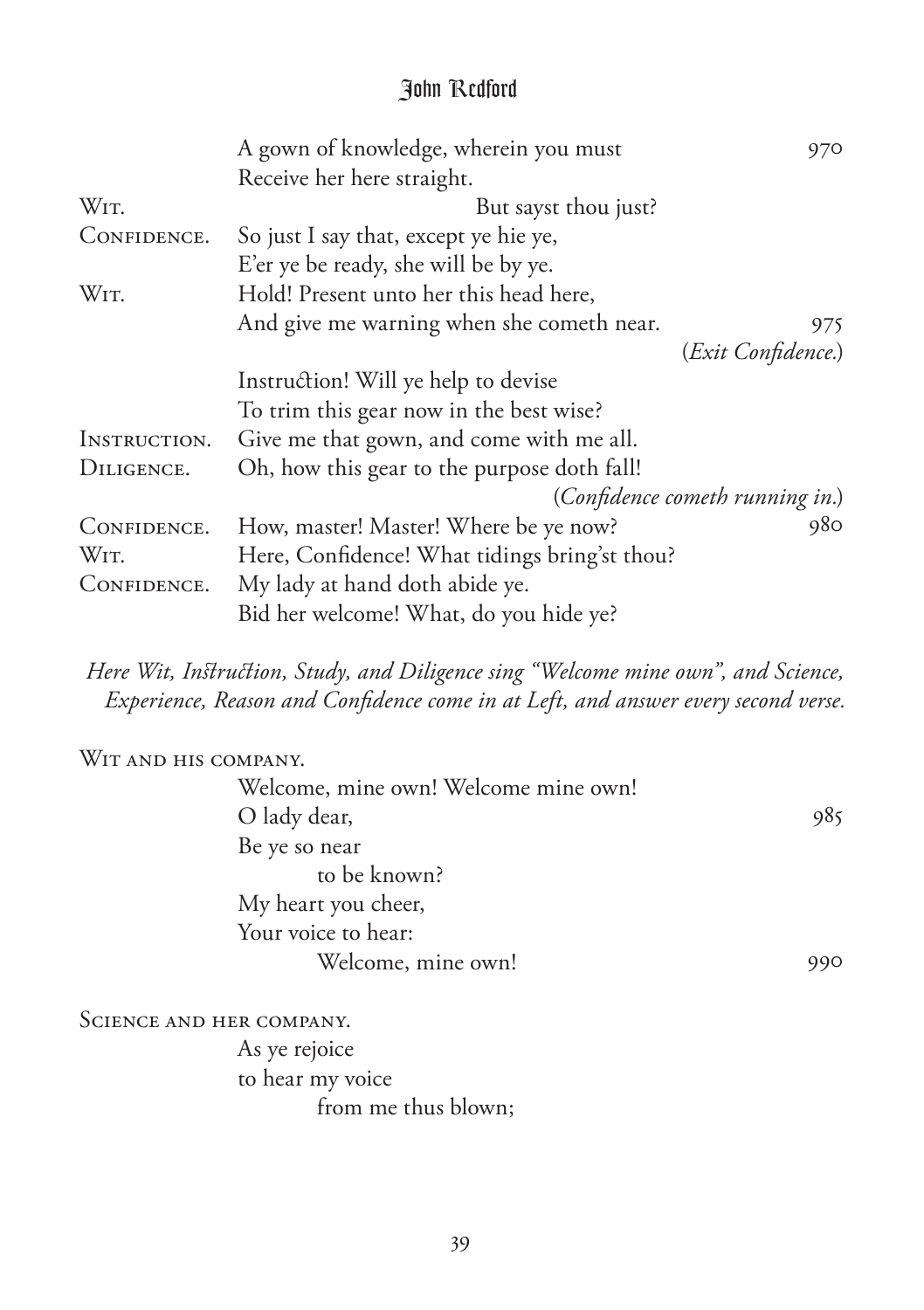| | | |
|---|---|---|
| | A gown of knowledge, wherein you must | 970 |
| | Receive her here straight. | |
| WIT. | But sayst thou just? | |
| CONFIDENCE. | So just I say that, except ye hie ye, | |
| | E'er ye be ready, she will be by ye. | |
| WIT. | Hold! Present unto her this head here, | |
| | And give me warning when she cometh near. | 975 |
| | (*Exit Confidence.*) | |
| | Instruction! Will ye help to devise | |
| | To trim this gear now in the best wise? | |
| INSTRUCTION. | Give me that gown, and come with me all. | |
| DILIGENCE. | Oh, how this gear to the purpose doth fall! | |
| | (*Confidence cometh running in.*) | |
| CONFIDENCE. | How, master! Master! Where be ye now? | 980 |
| WIT. | Here, Confidence! What tidings bring'st thou? | |
| CONFIDENCE. | My lady at hand doth abide ye. | |
| | Bid her welcome! What, do you hide ye? | |

*Here Wit, Instruction, Study, and Diligence sing "Welcome mine own", and Science, Experience, Reason and Confidence come in at Left, and answer every second verse.*

WIT AND HIS COMPANY.

Welcome, mine own! Welcome mine own!  
O lady dear, (985)  
Be ye so near  
  to be known?  
My heart you cheer,  
Your voice to hear:  
  Welcome, mine own! (990)

SCIENCE AND HER COMPANY.

As ye rejoice  
to hear my voice  
  from me thus blown;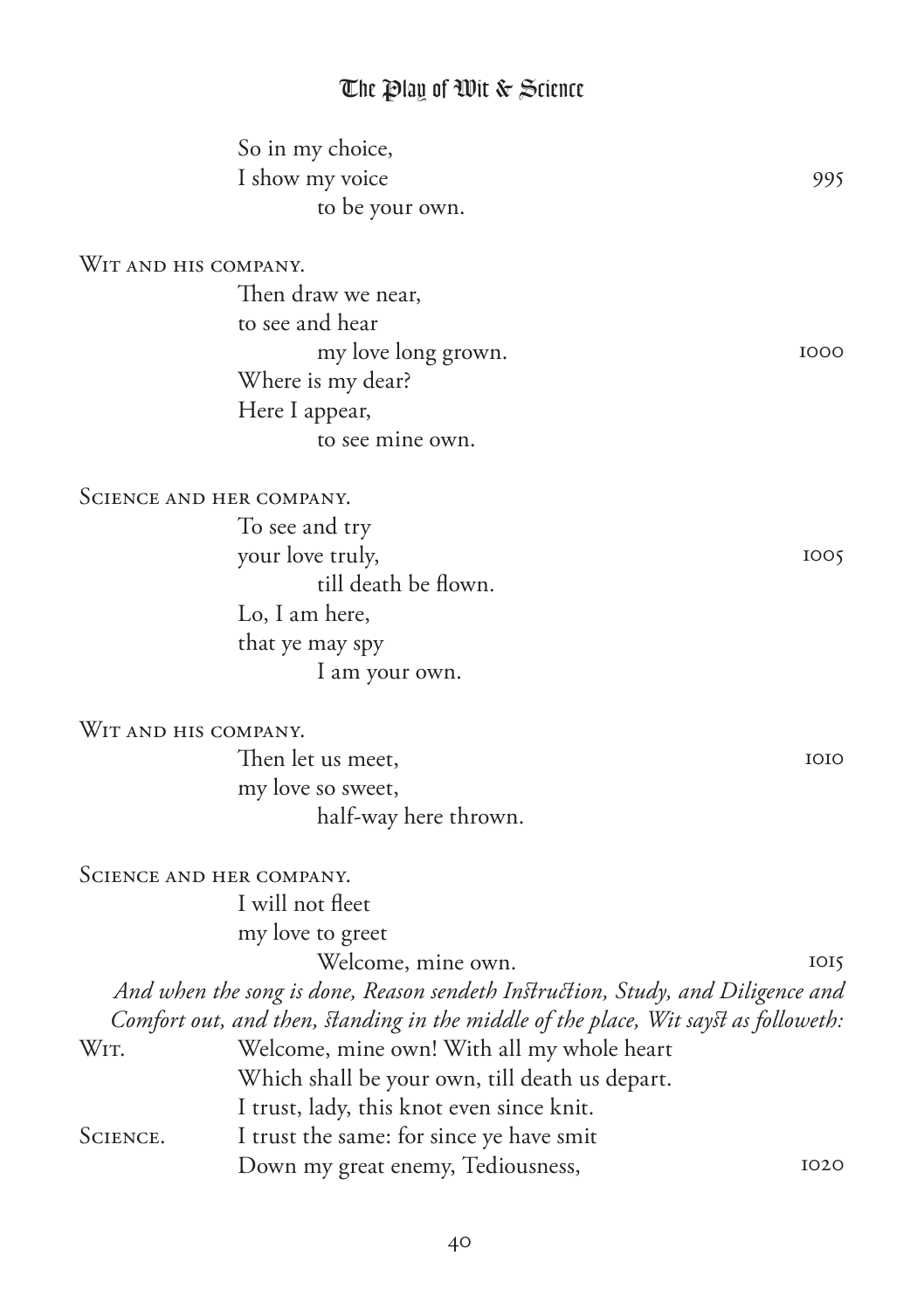So in my choice,
I show my voice 995
to be your own.

WIT AND HIS COMPANY.

Then draw we near,
to see and hear
my love long grown. 1000
Where is my dear?
Here I appear,
to see mine own.

SCIENCE AND HER COMPANY.

To see and try
your love truly, 1005
till death be flown.
Lo, I am here,
that ye may spy
I am your own.

WIT AND HIS COMPANY.

Then let us meet, 1010
my love so sweet,
half-way here thrown.

SCIENCE AND HER COMPANY.

I will not fleet
my love to greet
Welcome, mine own. 1015

*And when the song is done, Reason sendeth Instruction, Study, and Diligence and Comfort out, and then, standing in the middle of the place, Wit sayst as followeth:*

WIT. Welcome, mine own! With all my whole heart
Which shall be your own, till death us depart.
I trust, lady, this knot even since knit.

SCIENCE. I trust the same: for since ye have smit
Down my great enemy, Tediousness, 1020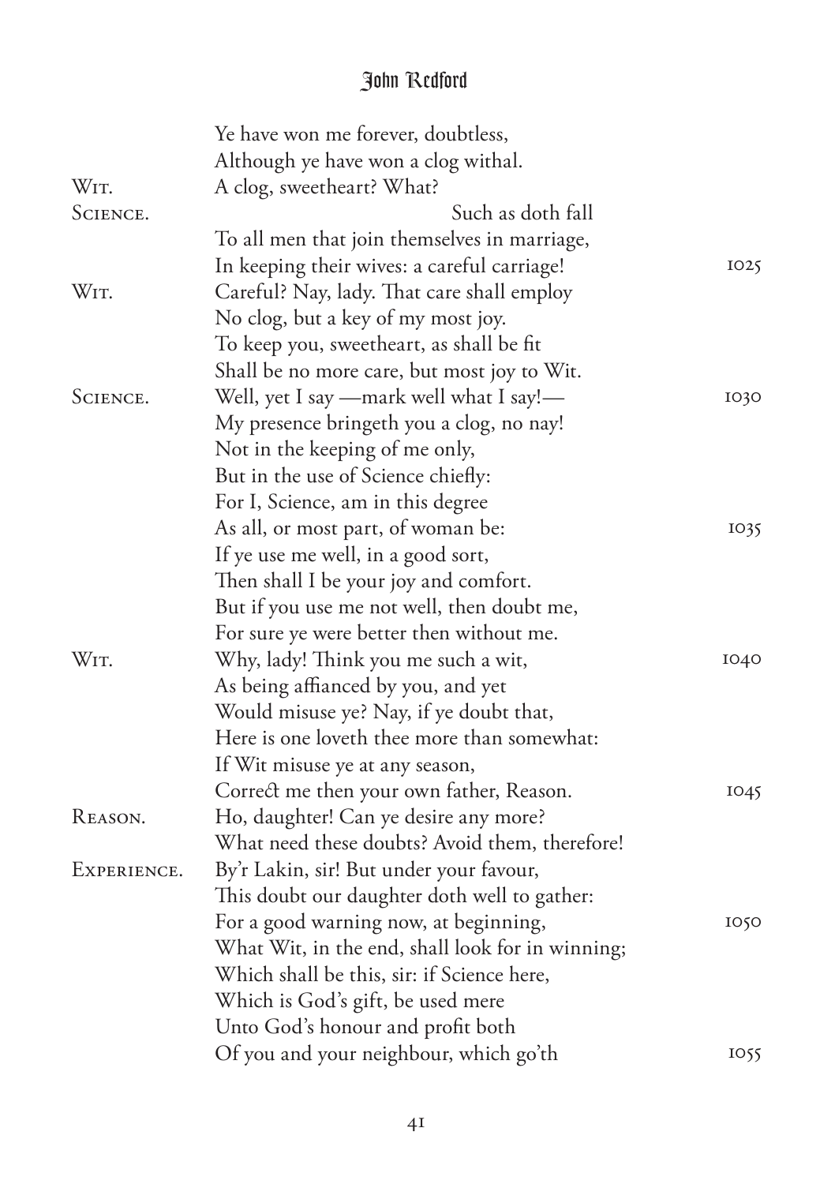Ye have won me forever, doubtless,
Although ye have won a clog withal.

WIT. A clog, sweetheart? What?

SCIENCE. Such as doth fall
To all men that join themselves in marriage,
In keeping their wives: a careful carriage! 1025

WIT. Careful? Nay, lady. That care shall employ
No clog, but a key of my most joy.
To keep you, sweetheart, as shall be fit
Shall be no more care, but most joy to Wit.

SCIENCE. Well, yet I say —mark well what I say!— 1030
My presence bringeth you a clog, no nay!
Not in the keeping of me only,
But in the use of Science chiefly:
For I, Science, am in this degree
As all, or most part, of woman be: 1035
If ye use me well, in a good sort,
Then shall I be your joy and comfort.
But if you use me not well, then doubt me,
For sure ye were better then without me.

WIT. Why, lady! Think you me such a wit, 1040
As being affianced by you, and yet
Would misuse ye? Nay, if ye doubt that,
Here is one loveth thee more than somewhat:
If Wit misuse ye at any season,
Correct me then your own father, Reason. 1045

REASON. Ho, daughter! Can ye desire any more?
What need these doubts? Avoid them, therefore!

EXPERIENCE. By'r Lakin, sir! But under your favour,
This doubt our daughter doth well to gather:
For a good warning now, at beginning, 1050
What Wit, in the end, shall look for in winning;
Which shall be this, sir: if Science here,
Which is God's gift, be used mere
Unto God's honour and profit both
Of you and your neighbour, which go'th 1055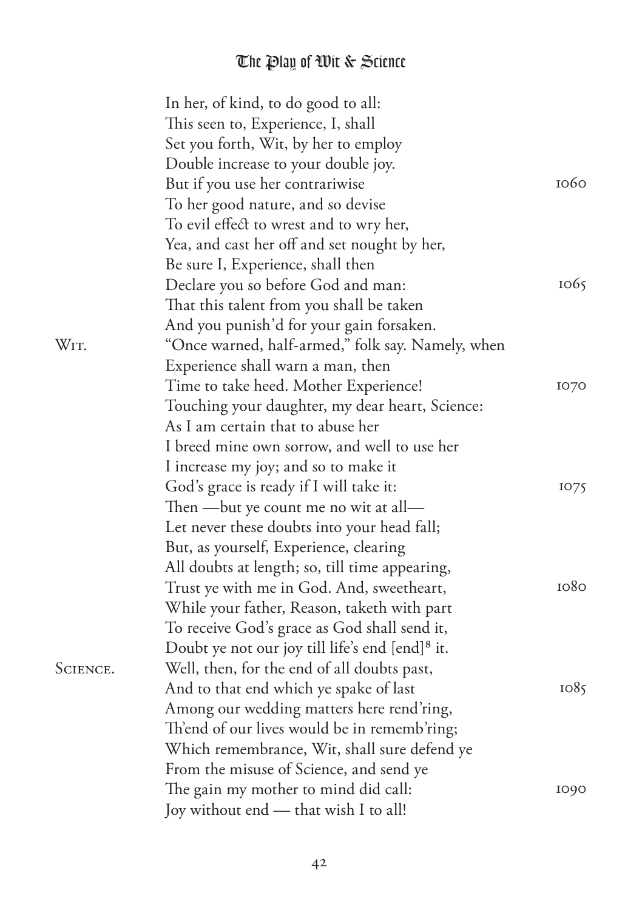In her, of kind, to do good to all:
This seen to, Experience, I, shall
Set you forth, Wit, by her to employ
Double increase to your double joy.
But if you use her contrariwise 1060
To her good nature, and so devise
To evil effect to wrest and to wry her,
Yea, and cast her off and set nought by her,
Be sure I, Experience, shall then
Declare you so before God and man: 1065
That this talent from you shall be taken
And you punish'd for your gain forsaken.

WIT. "Once warned, half-armed," folk say. Namely, when
Experience shall warn a man, then
Time to take heed. Mother Experience! 1070
Touching your daughter, my dear heart, Science:
As I am certain that to abuse her
I breed mine own sorrow, and well to use her
I increase my joy; and so to make it
God's grace is ready if I will take it: 1075
Then —but ye count me no wit at all—
Let never these doubts into your head fall;
But, as yourself, Experience, clearing
All doubts at length; so, till time appearing,
Trust ye with me in God. And, sweetheart, 1080
While your father, Reason, taketh with part
To receive God's grace as God shall send it,
Doubt ye not our joy till life's end [end][8] it.

SCIENCE. Well, then, for the end of all doubts past,
And to that end which ye spake of last 1085
Among our wedding matters here rend'ring,
Th'end of our lives would be in rememb'ring;
Which remembrance, Wit, shall sure defend ye
From the misuse of Science, and send ye
The gain my mother to mind did call: 1090
Joy without end — that wish I to all!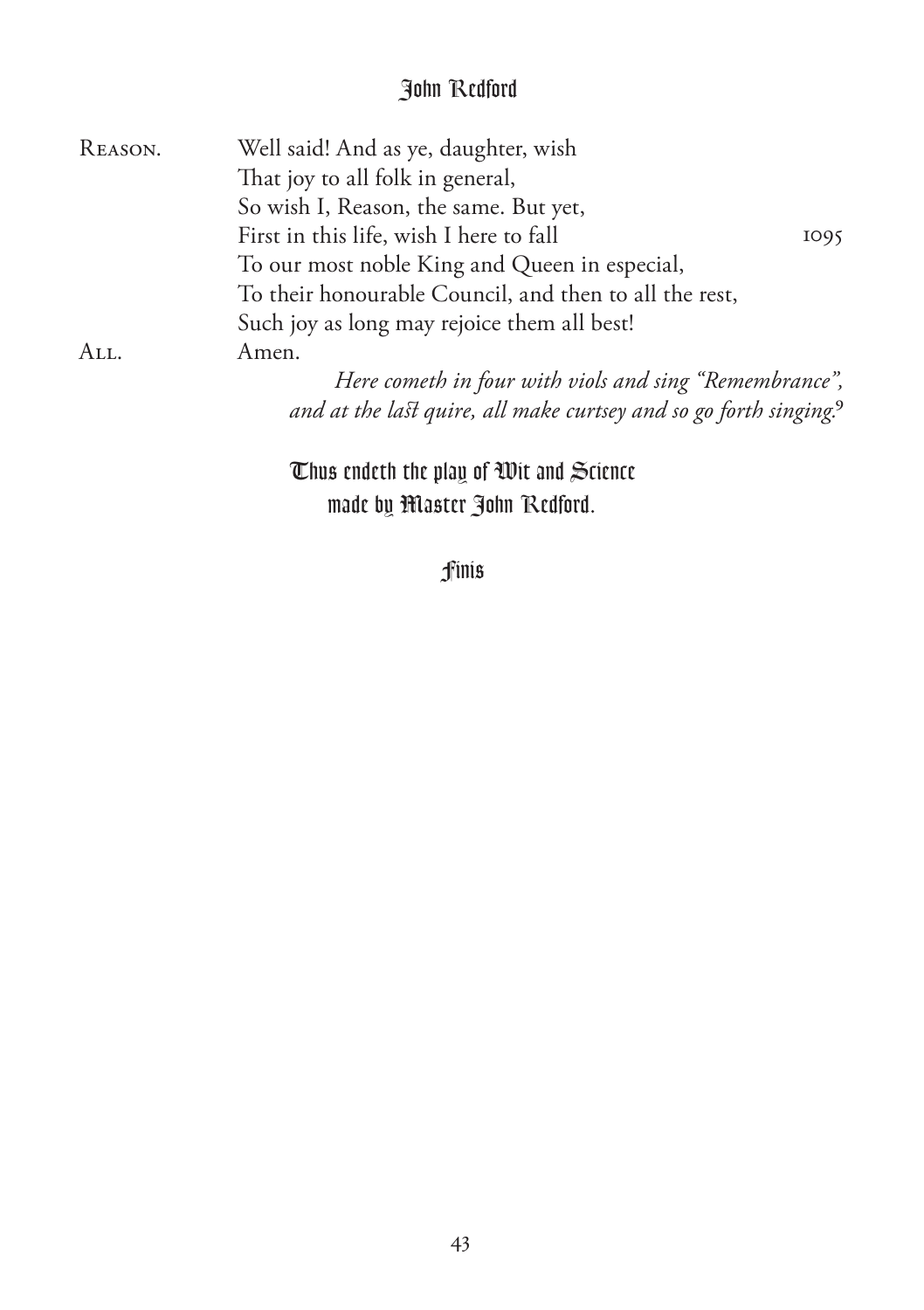REASON. Well said! And as ye, daughter, wish
That joy to all folk in general,
So wish I, Reason, the same. But yet,
First in this life, wish I here to fall 1095
To our most noble King and Queen in especial,
To their honourable Council, and then to all the rest,
Such joy as long may rejoice them all best!

ALL. Amen.

*Here cometh in four with viols and sing "Remembrance", and at the last quire, all make curtsey and so go forth singing.*[9]

**Thus endeth the play of Wit and Science made by Master John Redford.**

**Finis**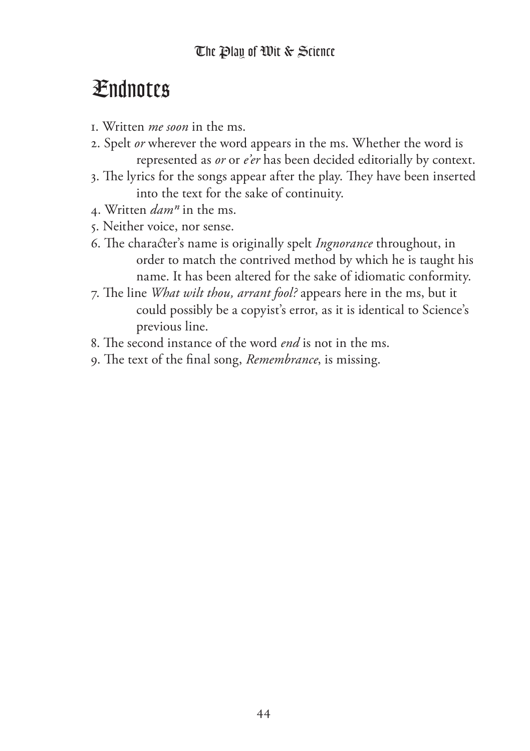# Endnotes

1. Written *me soon* in the ms.
2. Spelt *or* wherever the word appears in the ms. Whether the word is represented as *or* or *e'er* has been decided editorially by context.
3. The lyrics for the songs appear after the play. They have been inserted into the text for the sake of continuity.
4. Written *dam*ⁿ in the ms.
5. Neither voice, nor sense.
6. The character's name is originally spelt *Ingnorance* throughout, in order to match the contrived method by which he is taught his name. It has been altered for the sake of idiomatic conformity.
7. The line *What wilt thou, arrant fool?* appears here in the ms, but it could possibly be a copyist's error, as it is identical to Science's previous line.
8. The second instance of the word *end* is not in the ms.
9. The text of the final song, *Remembrance*, is missing.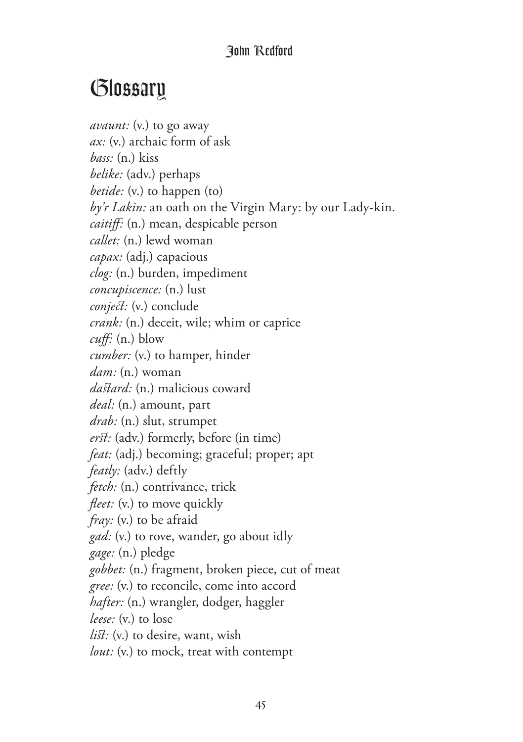# Glossary

*avaunt:* (v.) to go away
*ax:* (v.) archaic form of ask
*bass:* (n.) kiss
*belike:* (adv.) perhaps
*betide:* (v.) to happen (to)
*by'r Lakin:* an oath on the Virgin Mary: by our Lady-kin.
*caitiff:* (n.) mean, despicable person
*callet:* (n.) lewd woman
*capax:* (adj.) capacious
*clog:* (n.) burden, impediment
*concupiscence:* (n.) lust
*conject:* (v.) conclude
*crank:* (n.) deceit, wile; whim or caprice
*cuff:* (n.) blow
*cumber:* (v.) to hamper, hinder
*dam:* (n.) woman
*dastard:* (n.) malicious coward
*deal:* (n.) amount, part
*drab:* (n.) slut, strumpet
*erst:* (adv.) formerly, before (in time)
*feat:* (adj.) becoming; graceful; proper; apt
*featly:* (adv.) deftly
*fetch:* (n.) contrivance, trick
*fleet:* (v.) to move quickly
*fray:* (v.) to be afraid
*gad:* (v.) to rove, wander, go about idly
*gage:* (n.) pledge
*gobbet:* (n.) fragment, broken piece, cut of meat
*gree:* (v.) to reconcile, come into accord
*hafter:* (n.) wrangler, dodger, haggler
*leese:* (v.) to lose
*list:* (v.) to desire, want, wish
*lout:* (v.) to mock, treat with contempt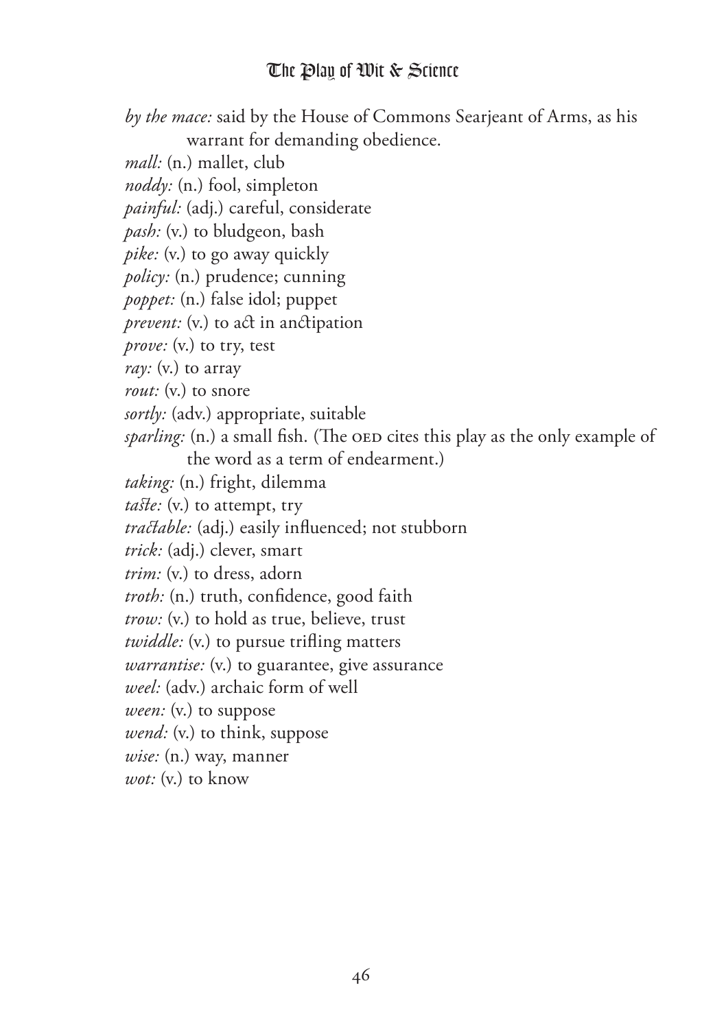*by the mace:* said by the House of Commons Searjeant of Arms, as his warrant for demanding obedience.
*mall:* (n.) mallet, club
*noddy:* (n.) fool, simpleton
*painful:* (adj.) careful, considerate
*pash:* (v.) to bludgeon, bash
*pike:* (v.) to go away quickly
*policy:* (n.) prudence; cunning
*poppet:* (n.) false idol; puppet
*prevent:* (v.) to act in anctipation
*prove:* (v.) to try, test
*ray:* (v.) to array
*rout:* (v.) to snore
*sortly:* (adv.) appropriate, suitable
*sparling:* (n.) a small fish. (The OED cites this play as the only example of the word as a term of endearment.)
*taking:* (n.) fright, dilemma
*taste:* (v.) to attempt, try
*tractable:* (adj.) easily influenced; not stubborn
*trick:* (adj.) clever, smart
*trim:* (v.) to dress, adorn
*troth:* (n.) truth, confidence, good faith
*trow:* (v.) to hold as true, believe, trust
*twiddle:* (v.) to pursue trifling matters
*warrantise:* (v.) to guarantee, give assurance
*weel:* (adv.) archaic form of well
*ween:* (v.) to suppose
*wend:* (v.) to think, suppose
*wise:* (n.) way, manner
*wot:* (v.) to know